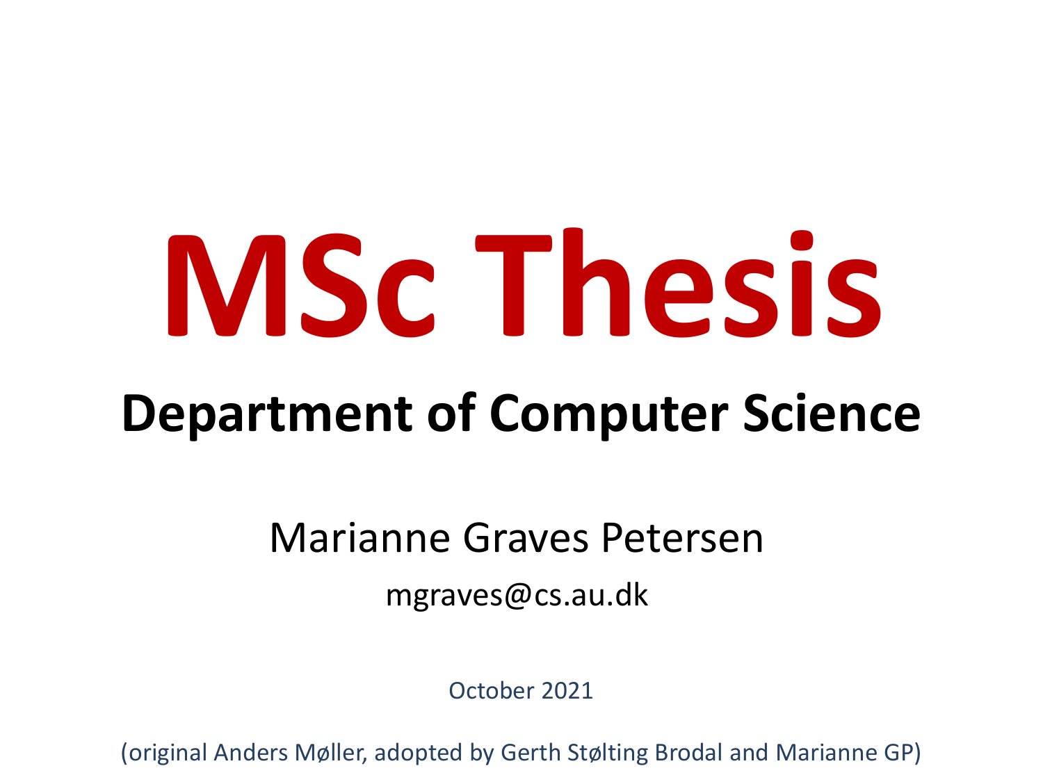# MSc Thesis

## Department of Computer Science

Marianne Graves Petersen

mgraves@cs.au.dk

October 2021

(original Anders Møller, adopted by Gerth Stølting Brodal and Marianne GP)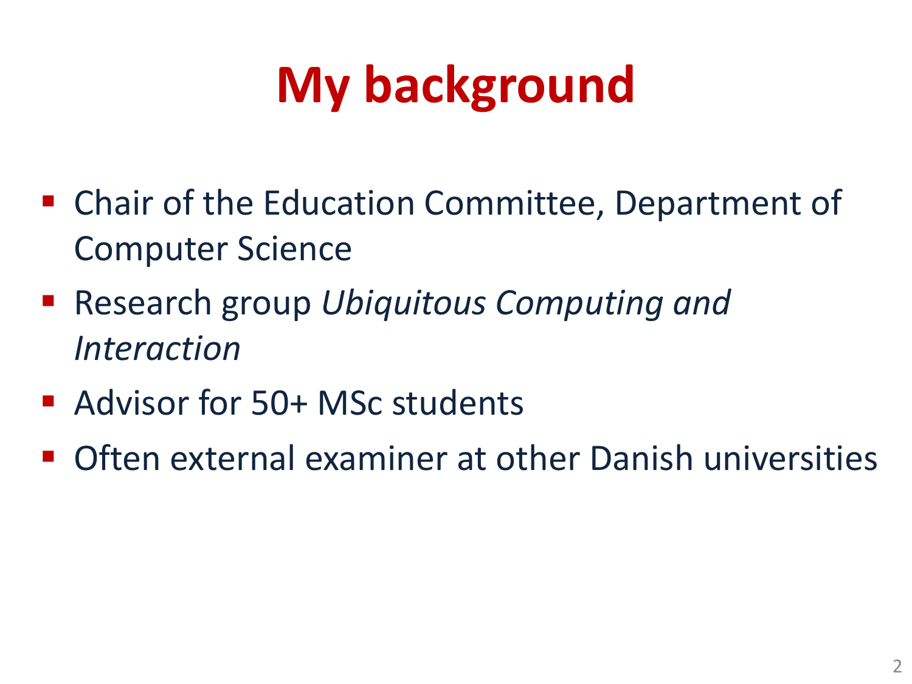# My background

- Chair of the Education Committee, Department of Computer Science
- Research group *Ubiquitous Computing and Interaction*
- Advisor for 50+ MSc students
- Often external examiner at other Danish universities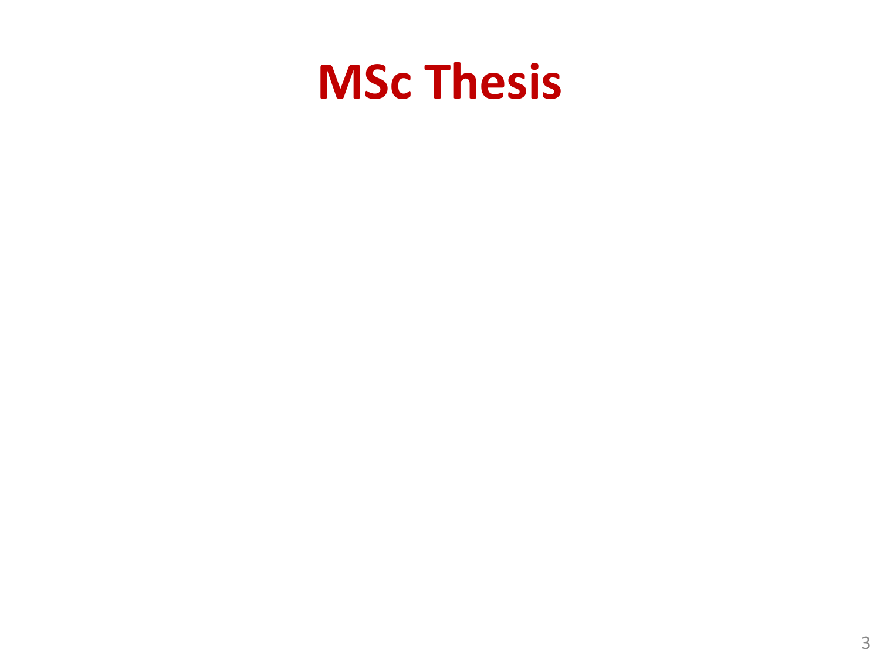# MSc Thesis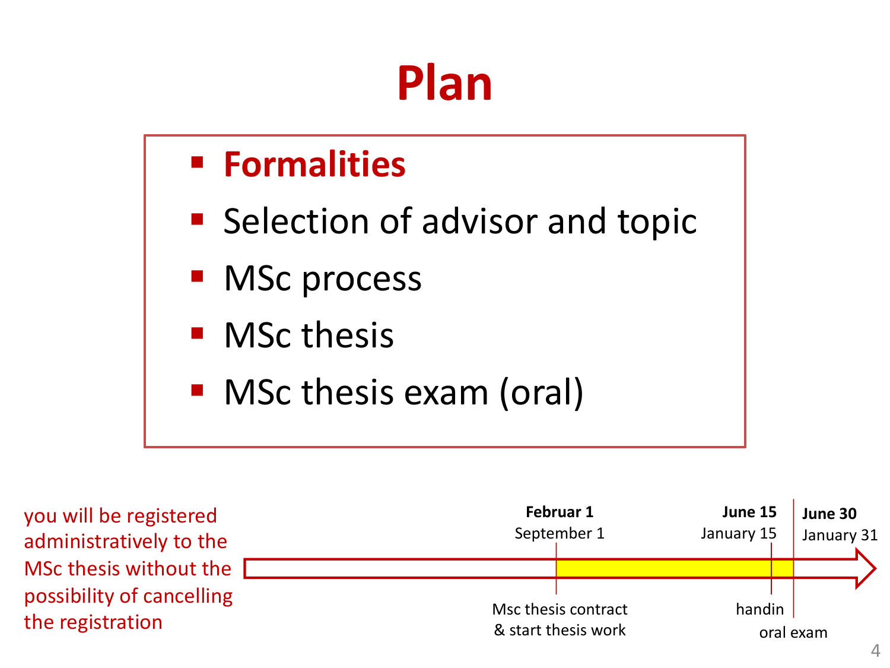# Plan

- **Formalities**
- Selection of advisor and topic
- MSc process
- MSc thesis
- MSc thesis exam (oral)

you will be registered administratively to the MSc thesis without the possibility of cancelling the registration

**Februar 1**
September 1

**June 15**
January 15

**June 30**
January 31

Msc thesis contract & start thesis work

handin

oral exam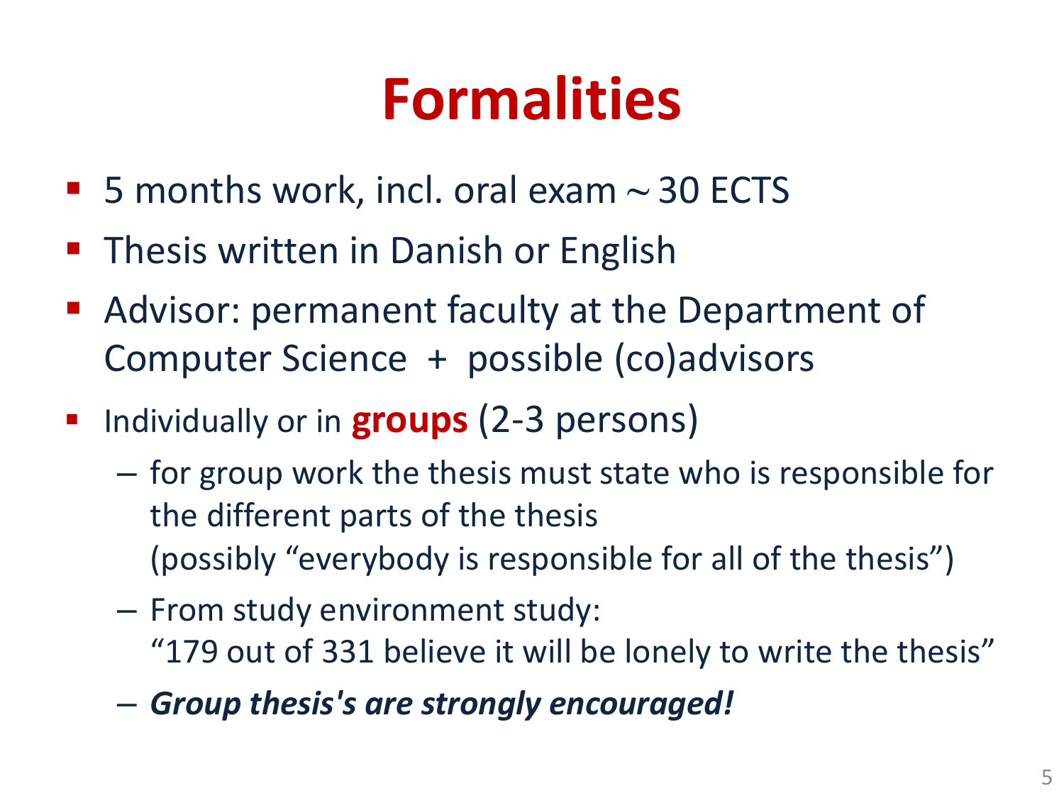# Formalities

- 5 months work, incl. oral exam $\sim$ 30 ECTS
- Thesis written in Danish or English
- Advisor: permanent faculty at the Department of Computer Science + possible (co)advisors
- Individually or in **groups** (2-3 persons)
  - for group work the thesis must state who is responsible for the different parts of the thesis (possibly "everybody is responsible for all of the thesis")
  - From study environment study: "179 out of 331 believe it will be lonely to write the thesis"
  - ***Group thesis's are strongly encouraged!***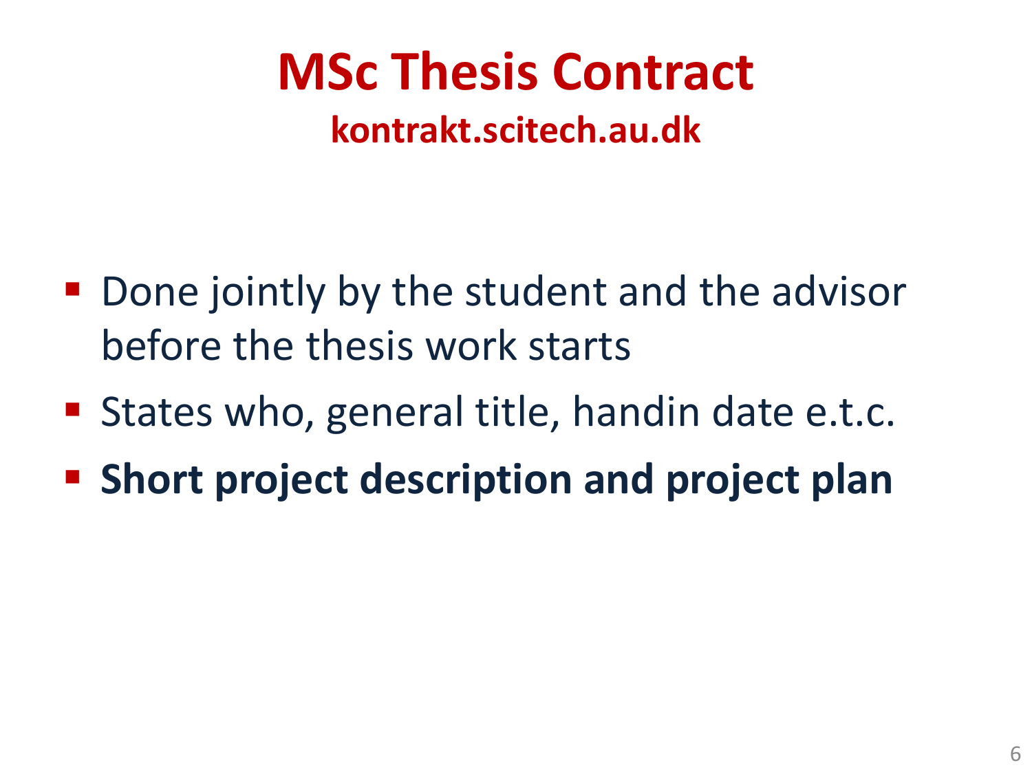# MSc Thesis Contract

## kontrakt.scitech.au.dk

- Done jointly by the student and the advisor before the thesis work starts
- States who, general title, handin date e.t.c.
- **Short project description and project plan**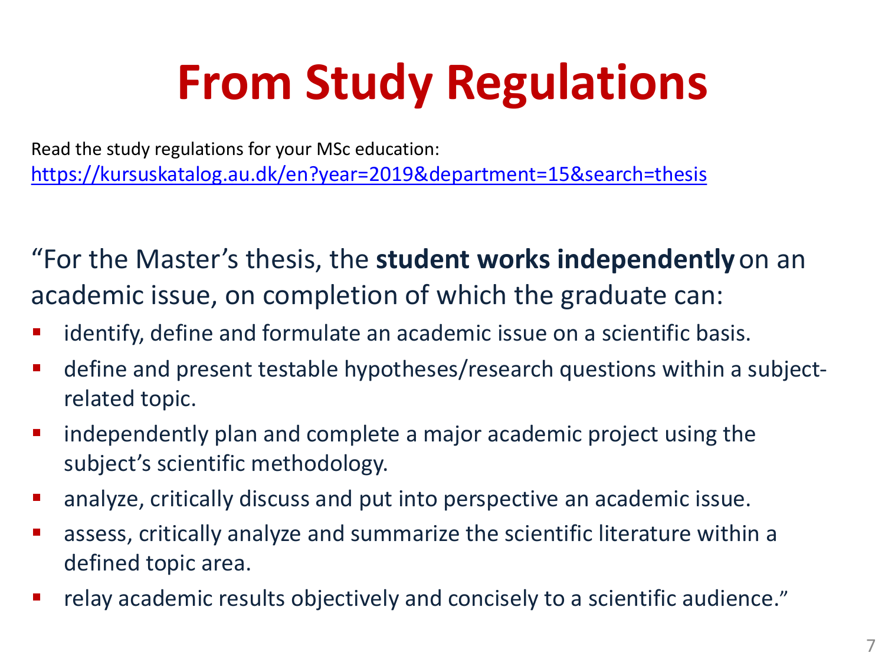# From Study Regulations

Read the study regulations for your MSc education:
https://kursuskatalog.au.dk/en?year=2019&department=15&search=thesis

"For the Master's thesis, the **student works independently** on an academic issue, on completion of which the graduate can:

- identify, define and formulate an academic issue on a scientific basis.
- define and present testable hypotheses/research questions within a subject-related topic.
- independently plan and complete a major academic project using the subject's scientific methodology.
- analyze, critically discuss and put into perspective an academic issue.
- assess, critically analyze and summarize the scientific literature within a defined topic area.
- relay academic results objectively and concisely to a scientific audience."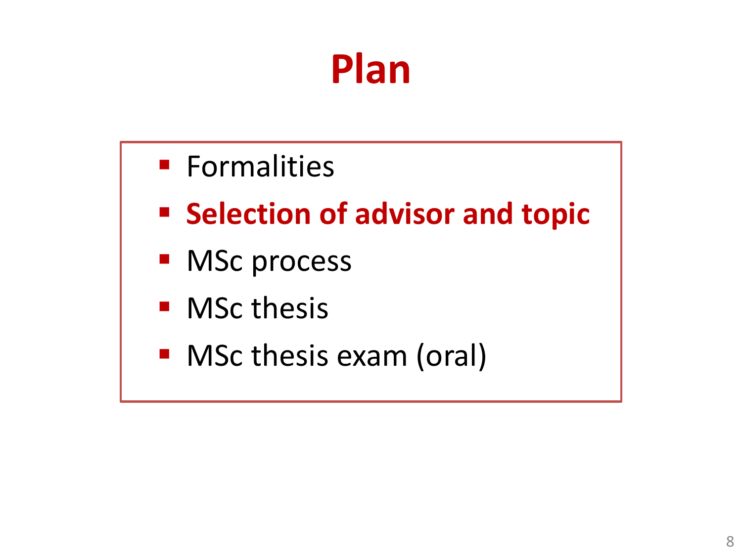# Plan

- Formalities
- **Selection of advisor and topic**
- MSc process
- MSc thesis
- MSc thesis exam (oral)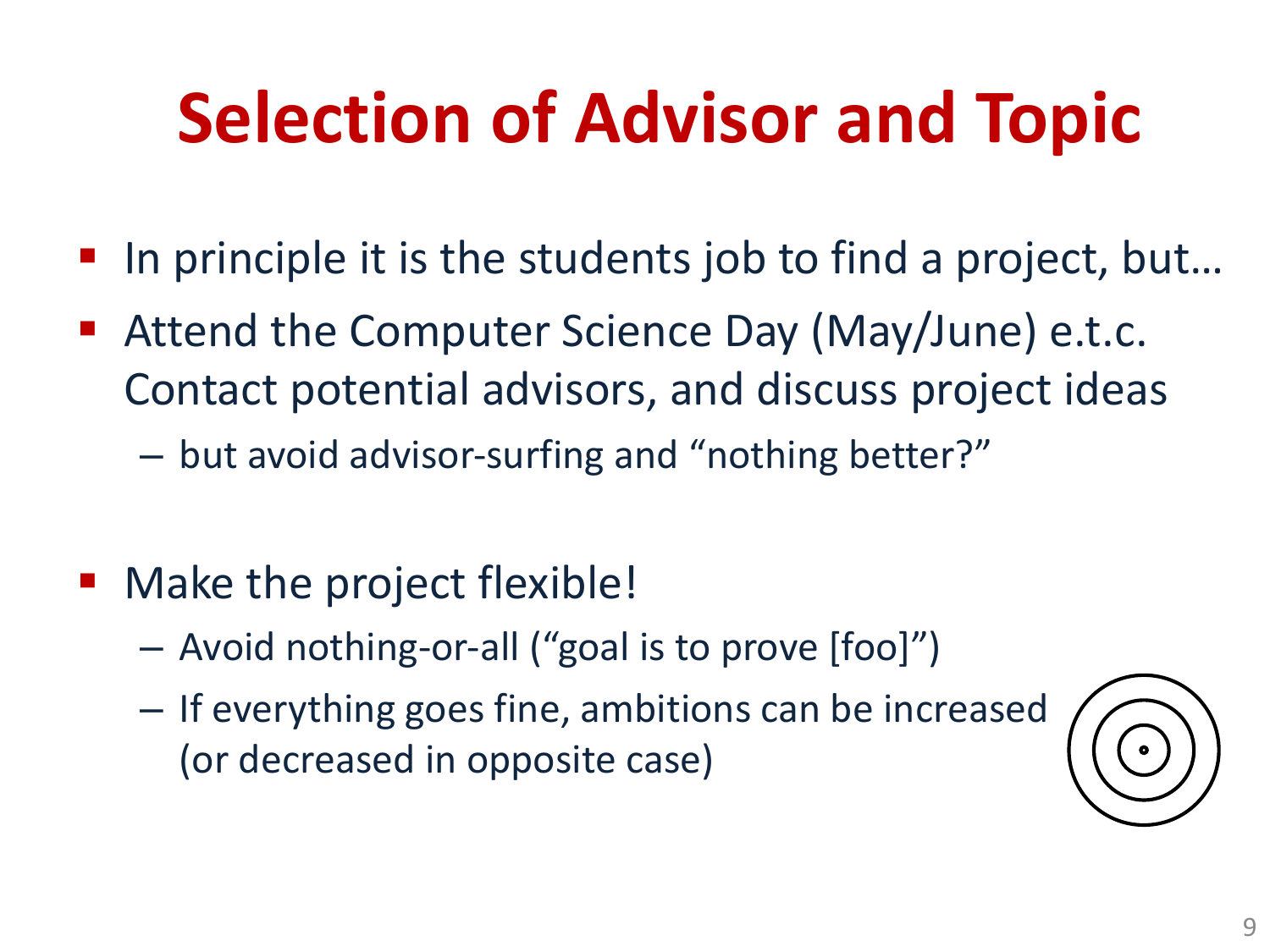# Selection of Advisor and Topic

- In principle it is the students job to find a project, but…
- Attend the Computer Science Day (May/June) e.t.c. Contact potential advisors, and discuss project ideas
  - but avoid advisor-surfing and “nothing better?”

- Make the project flexible!
  - Avoid nothing-or-all (“goal is to prove [foo]”)
  - If everything goes fine, ambitions can be increased (or decreased in opposite case)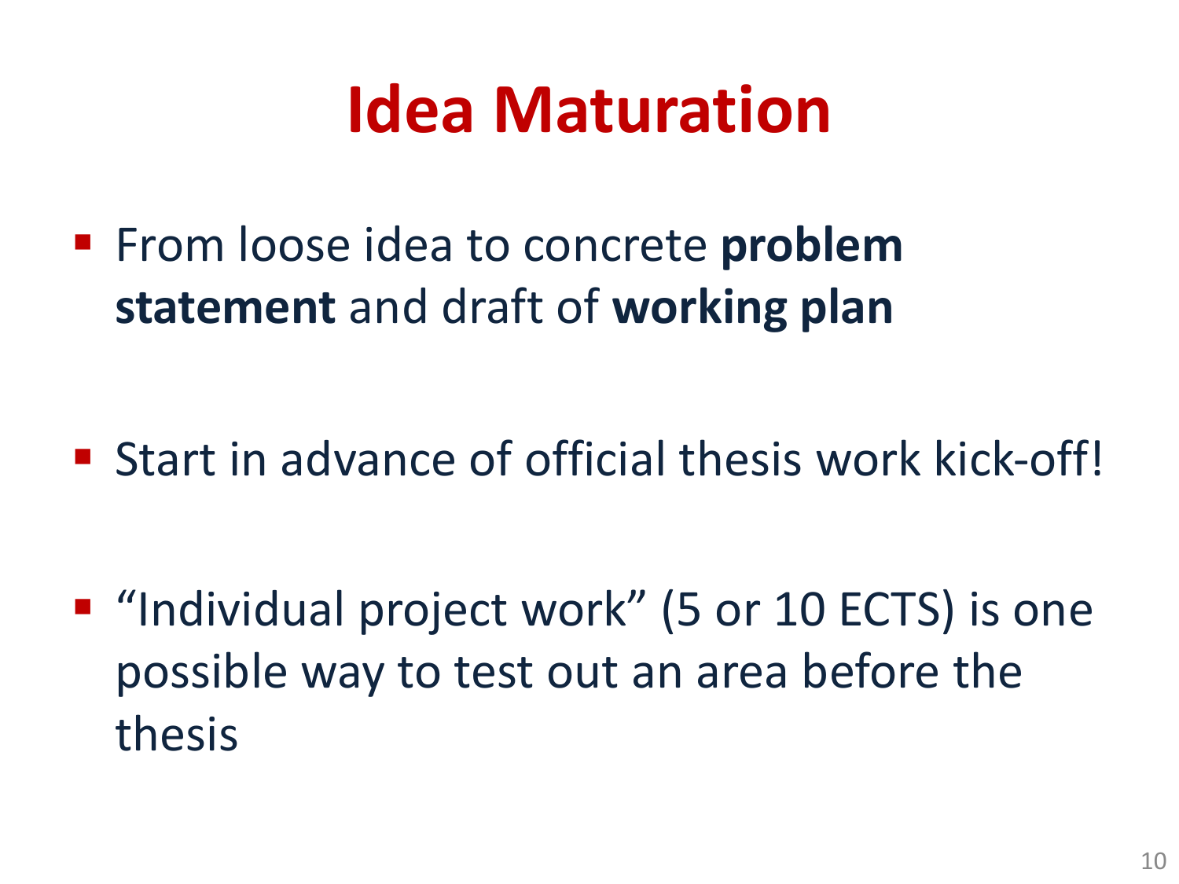# Idea Maturation

- From loose idea to concrete **problem statement** and draft of **working plan**
- Start in advance of official thesis work kick-off!
- “Individual project work” (5 or 10 ECTS) is one possible way to test out an area before the thesis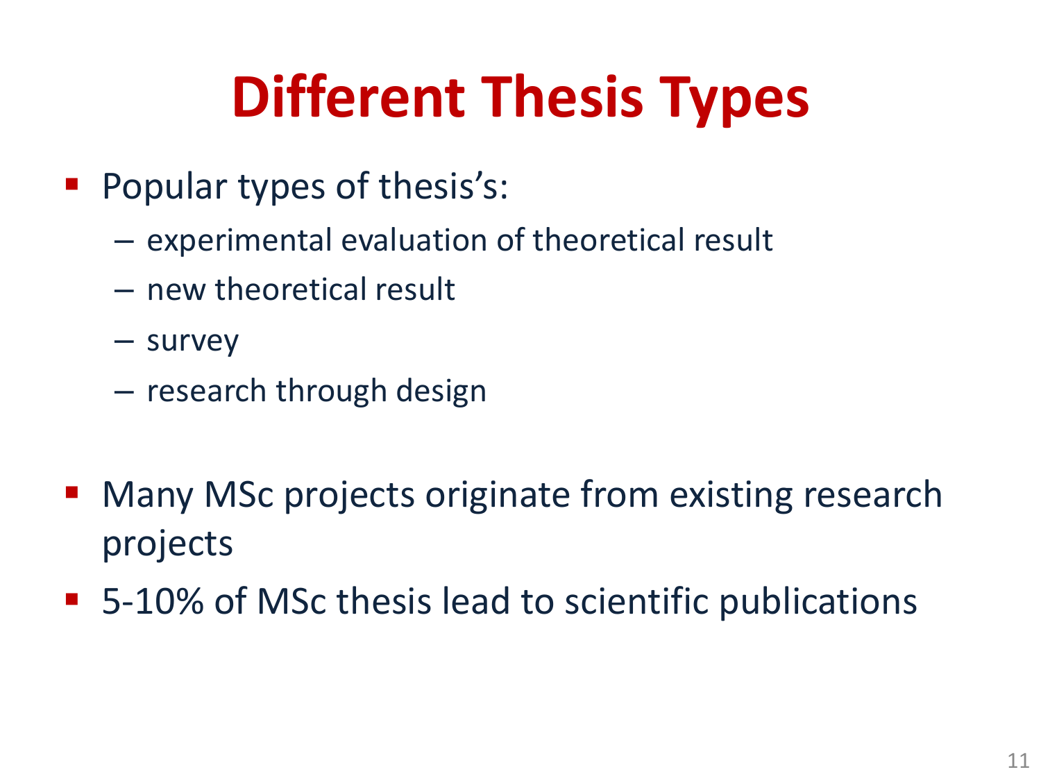# Different Thesis Types

- Popular types of thesis's:
  - experimental evaluation of theoretical result
  - new theoretical result
  - survey
  - research through design
- Many MSc projects originate from existing research projects
- 5-10% of MSc thesis lead to scientific publications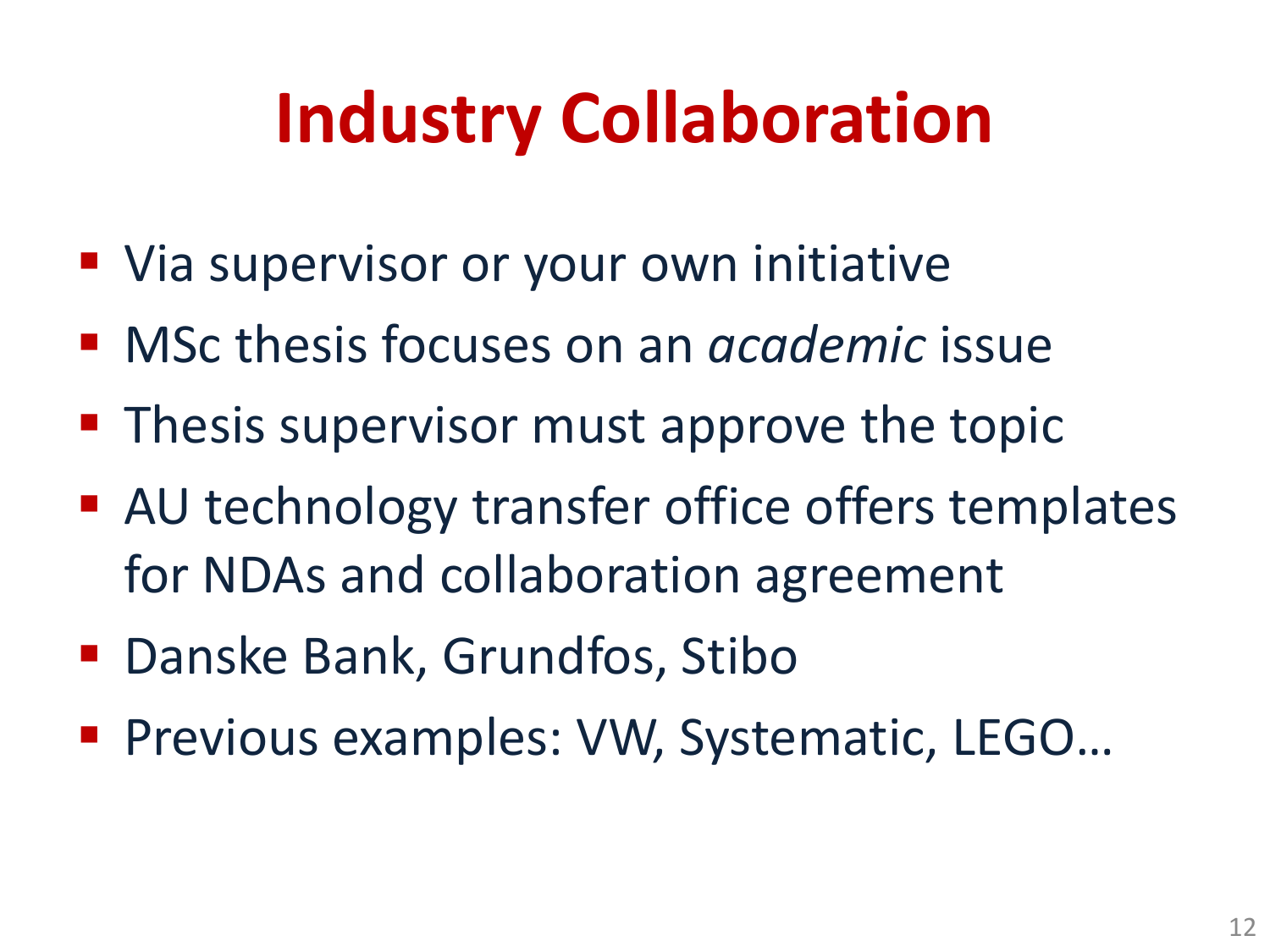# Industry Collaboration

- Via supervisor or your own initiative
- MSc thesis focuses on an *academic* issue
- Thesis supervisor must approve the topic
- AU technology transfer office offers templates for NDAs and collaboration agreement
- Danske Bank, Grundfos, Stibo
- Previous examples: VW, Systematic, LEGO…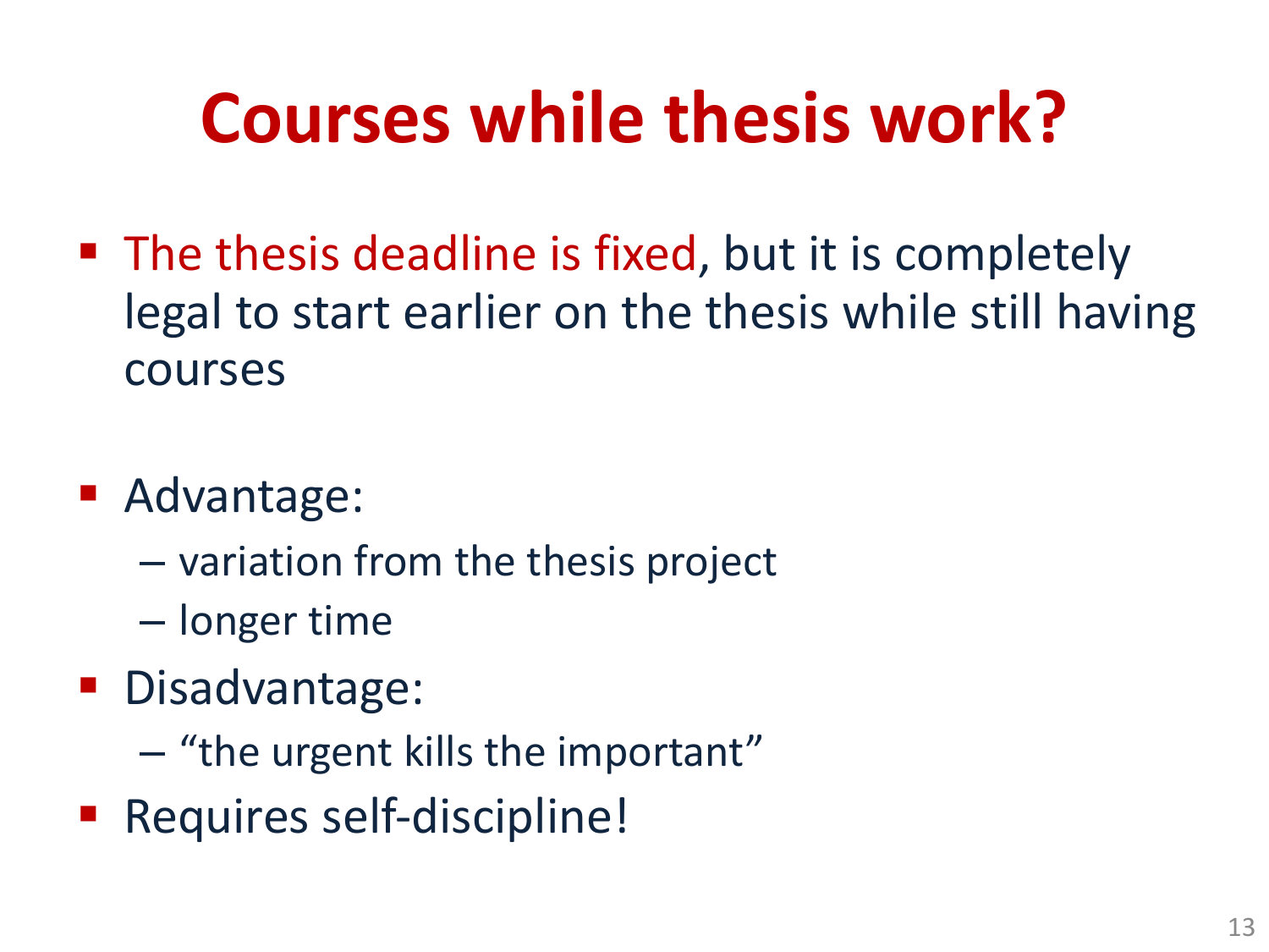# Courses while thesis work?

- The thesis deadline is fixed, but it is completely legal to start earlier on the thesis while still having courses

- Advantage:
  - variation from the thesis project
  - longer time
- Disadvantage:
  - "the urgent kills the important"
- Requires self-discipline!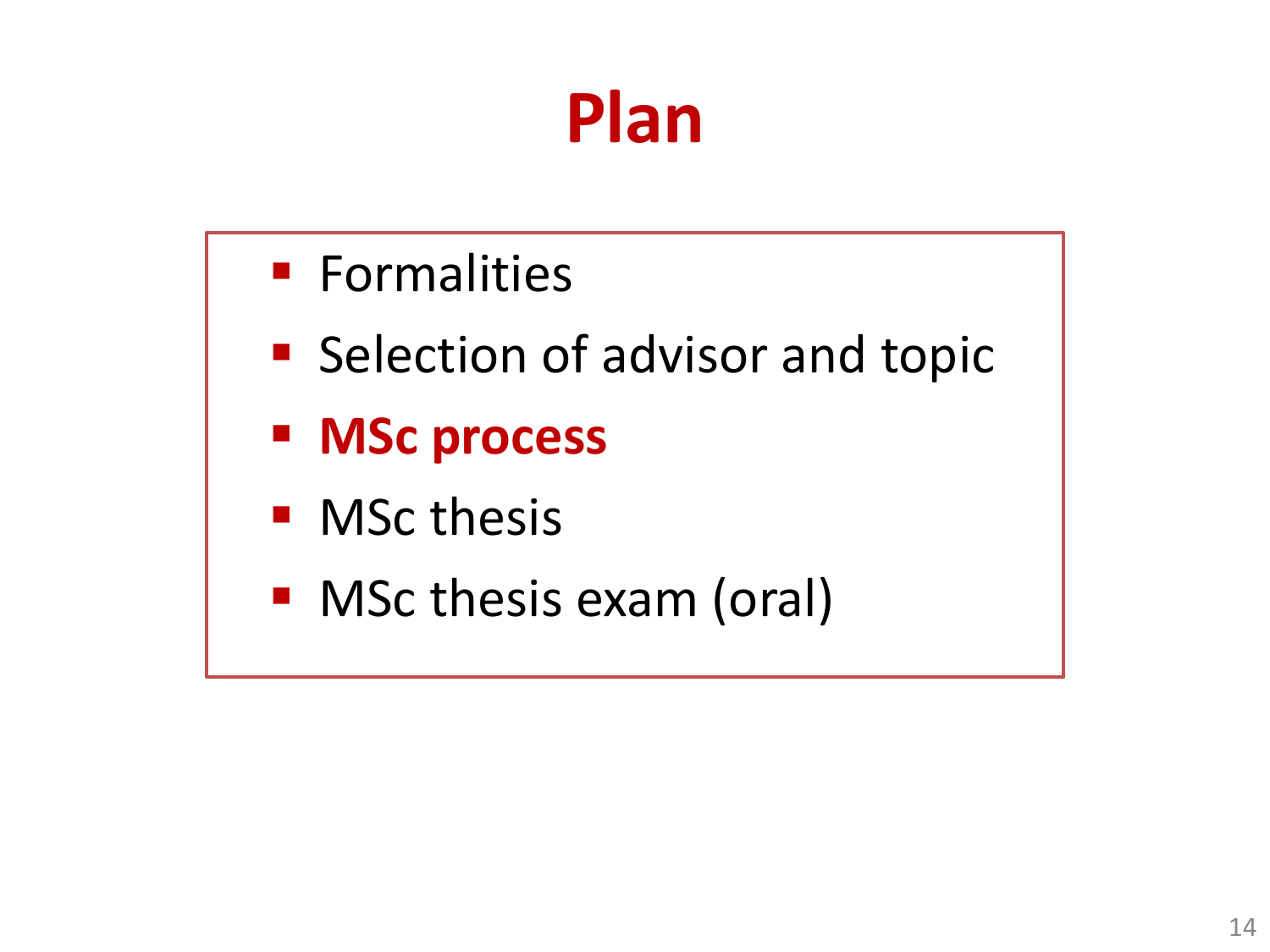# Plan

- Formalities
- Selection of advisor and topic
- **MSc process**
- MSc thesis
- MSc thesis exam (oral)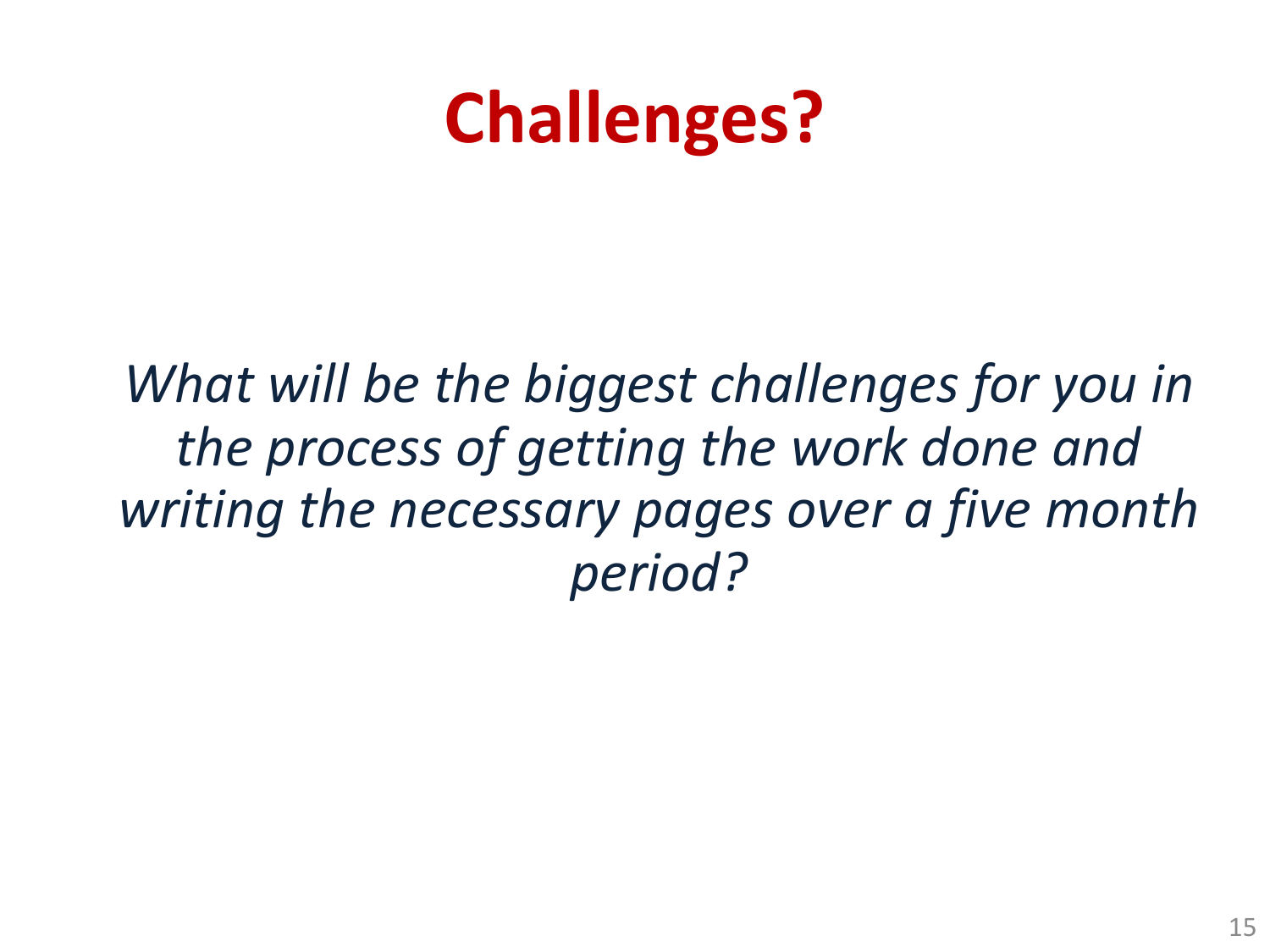# Challenges?

*What will be the biggest challenges for you in the process of getting the work done and writing the necessary pages over a five month period?*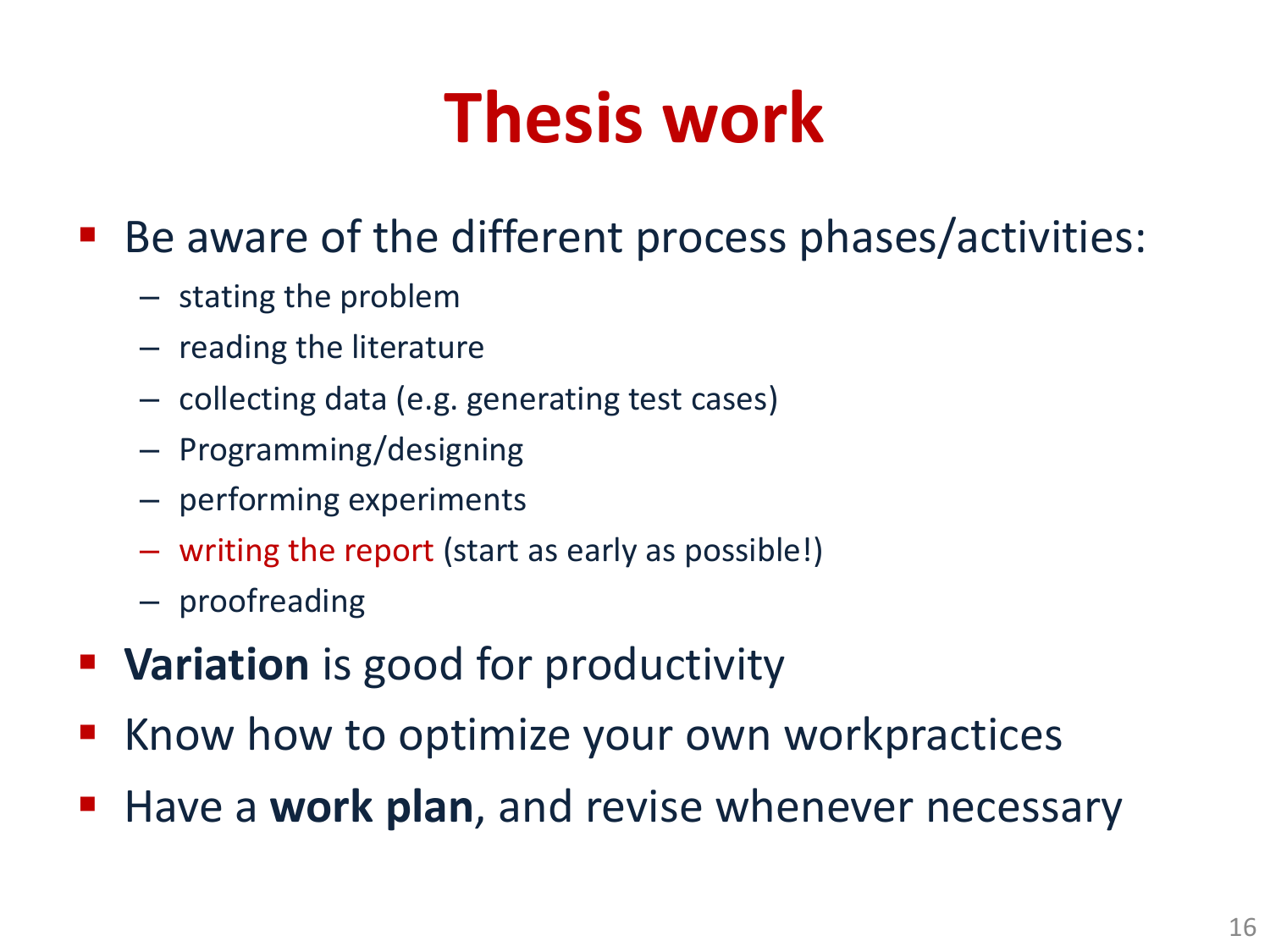# Thesis work

- Be aware of the different process phases/activities:
  - stating the problem
  - reading the literature
  - collecting data (e.g. generating test cases)
  - Programming/designing
  - performing experiments
  - writing the report (start as early as possible!)
  - proofreading
- **Variation** is good for productivity
- Know how to optimize your own workpractices
- Have a **work plan**, and revise whenever necessary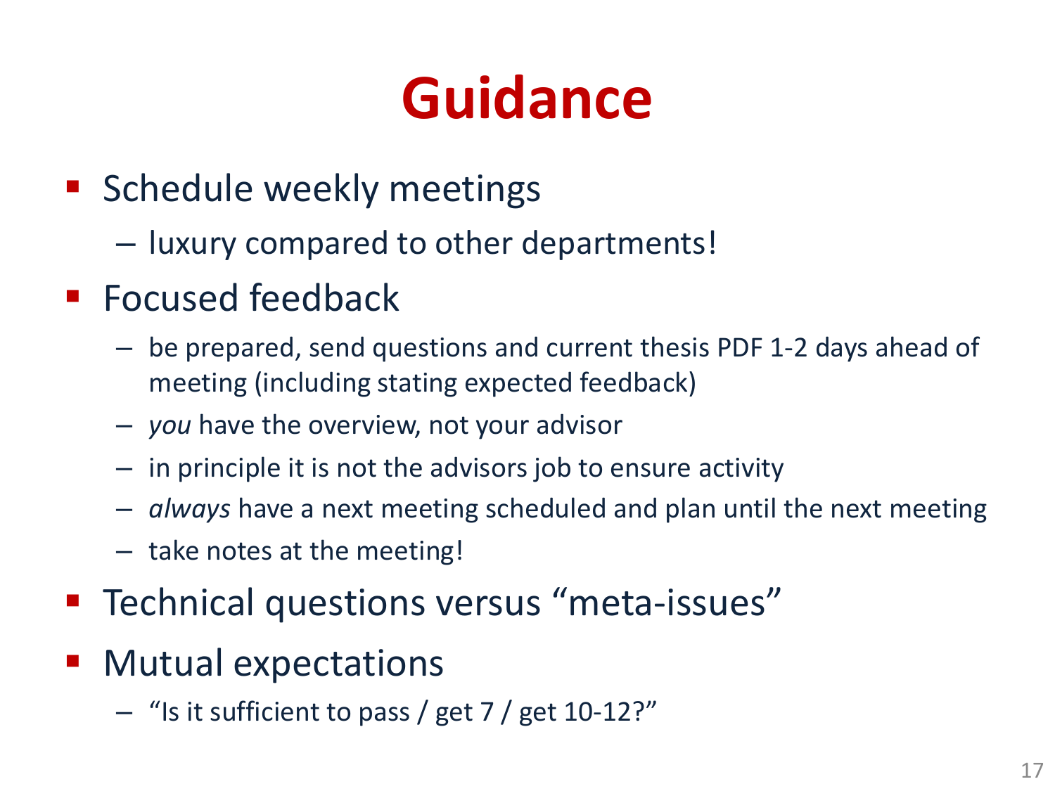# Guidance

- Schedule weekly meetings
  - luxury compared to other departments!
- Focused feedback
  - be prepared, send questions and current thesis PDF 1-2 days ahead of meeting (including stating expected feedback)
  - *you* have the overview, not your advisor
  - in principle it is not the advisors job to ensure activity
  - *always* have a next meeting scheduled and plan until the next meeting
  - take notes at the meeting!
- Technical questions versus "meta-issues"
- Mutual expectations
  - "Is it sufficient to pass / get 7 / get 10-12?"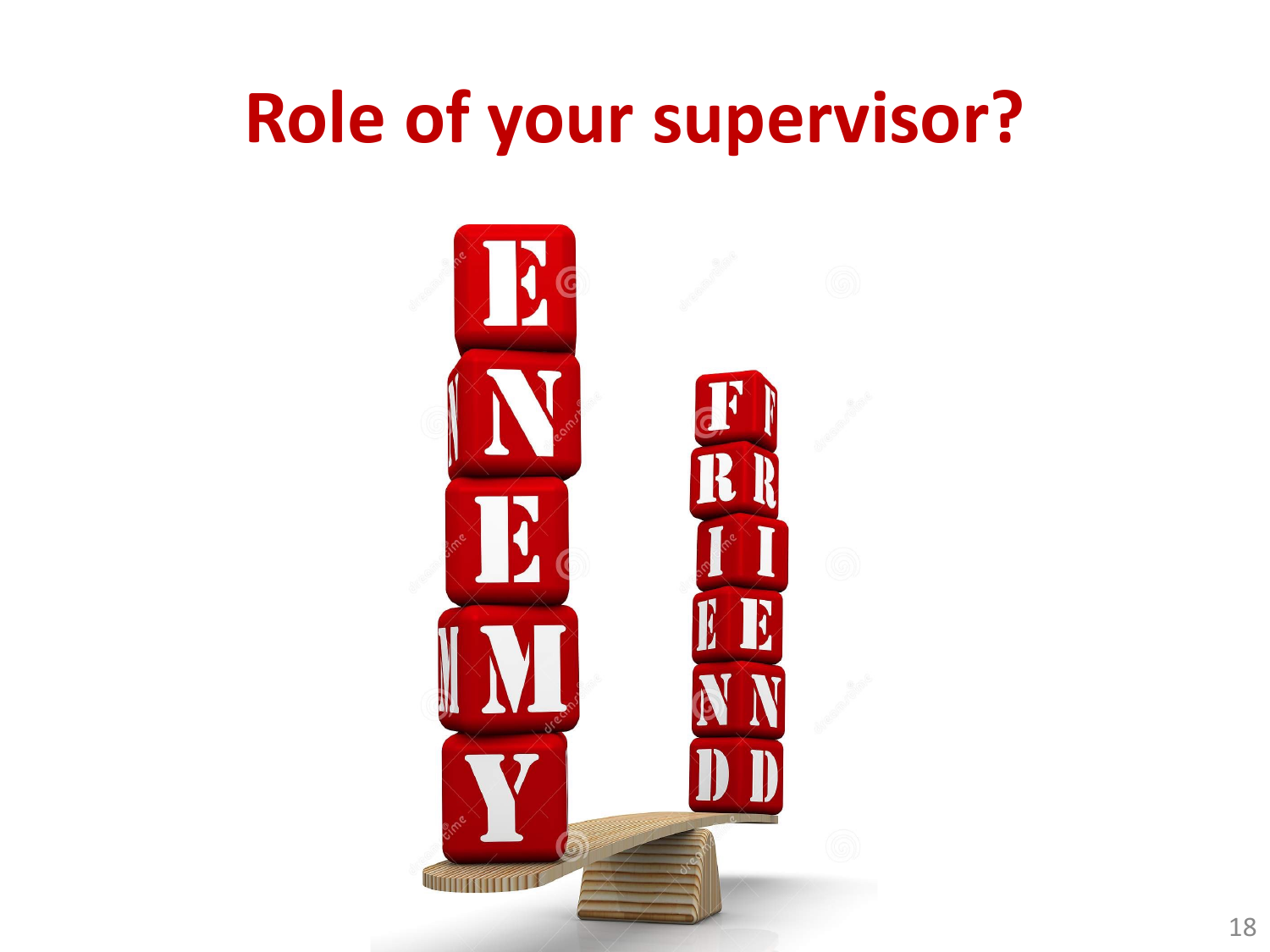# Role of your supervisor?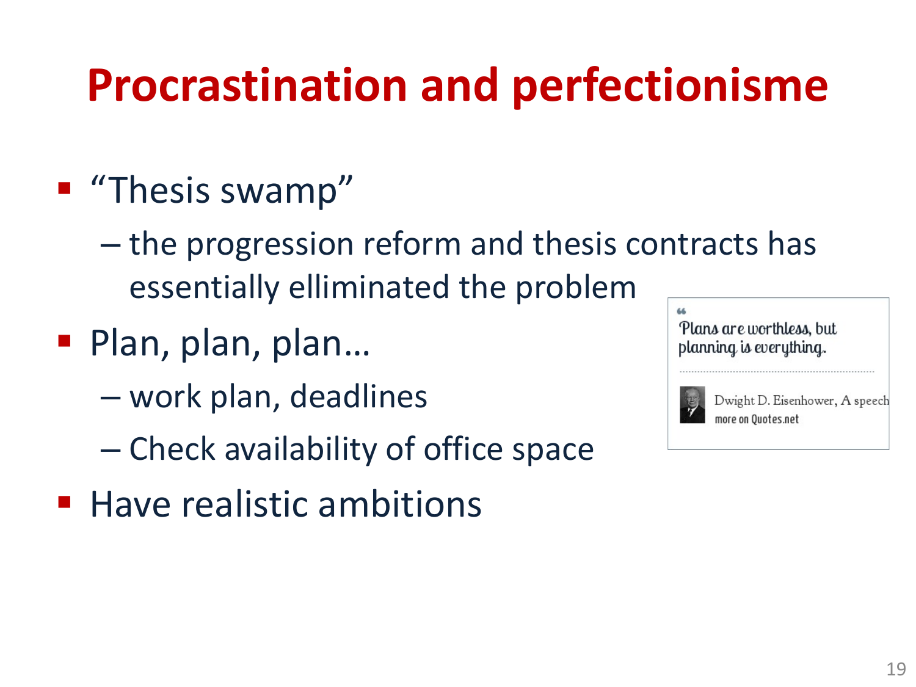# Procrastination and perfectionisme

- "Thesis swamp"
  - the progression reform and thesis contracts has essentially elliminated the problem
- Plan, plan, plan…
  - work plan, deadlines
  - Check availability of office space
- Have realistic ambitions

> "Plans are worthless, but planning is everything.
>
> Dwight D. Eisenhower, A speech
> more on Quotes.net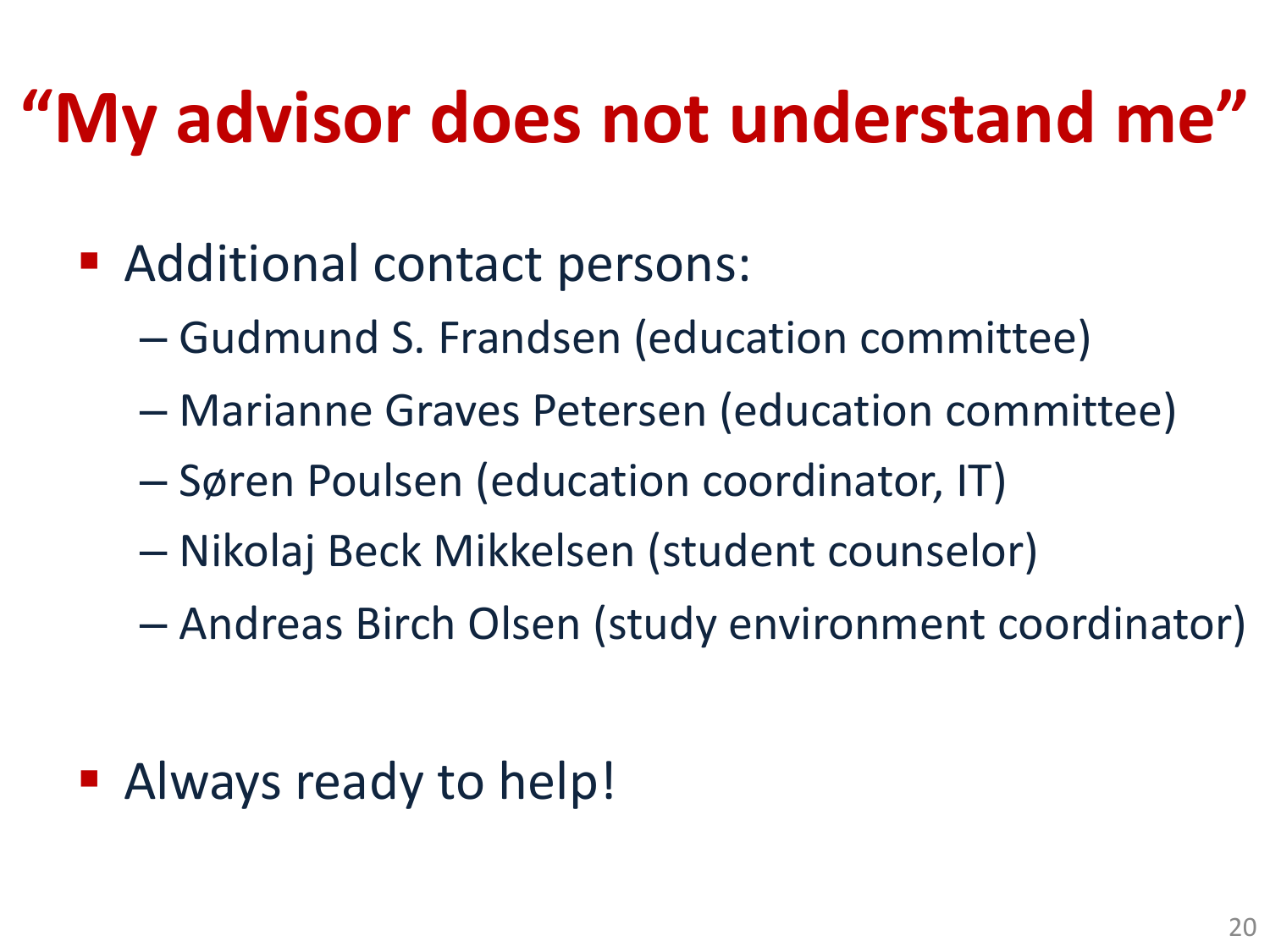# "My advisor does not understand me"

- Additional contact persons:
  - Gudmund S. Frandsen (education committee)
  - Marianne Graves Petersen (education committee)
  - Søren Poulsen (education coordinator, IT)
  - Nikolaj Beck Mikkelsen (student counselor)
  - Andreas Birch Olsen (study environment coordinator)

- Always ready to help!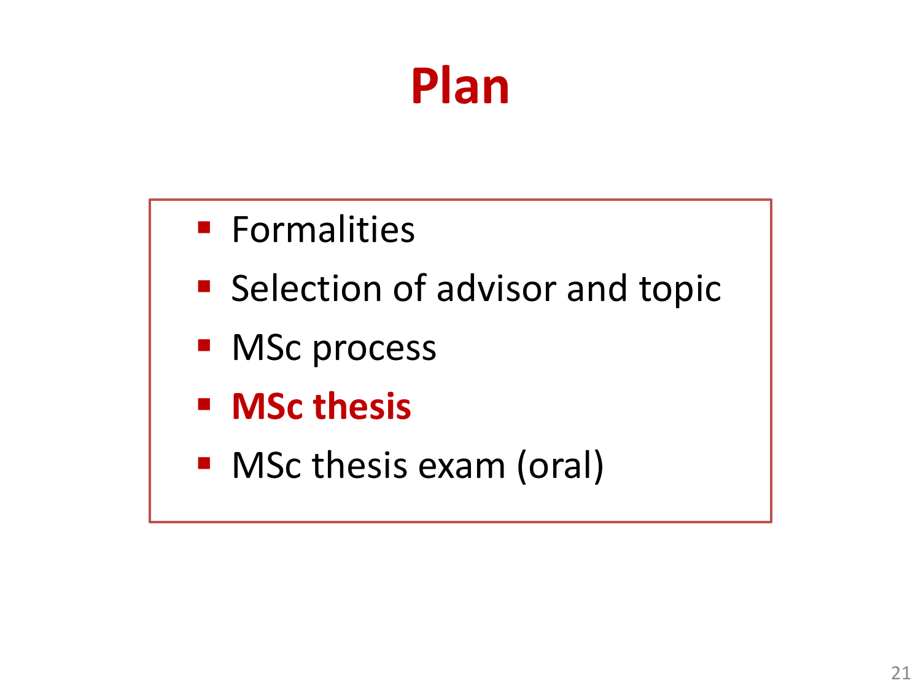# Plan

- Formalities
- Selection of advisor and topic
- MSc process
- **MSc thesis**
- MSc thesis exam (oral)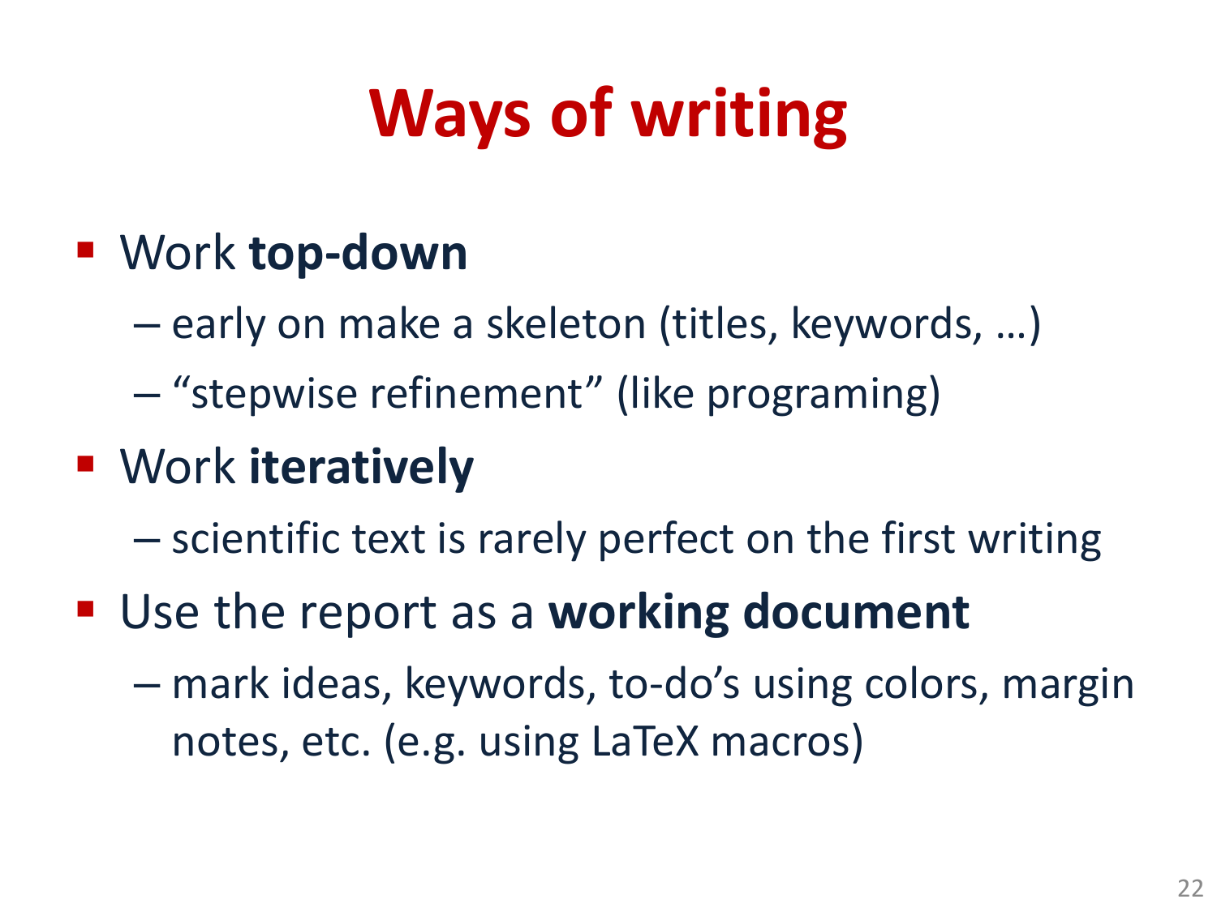# Ways of writing

- Work **top-down**
  - early on make a skeleton (titles, keywords, …)
  - “stepwise refinement” (like programing)
- Work **iteratively**
  - scientific text is rarely perfect on the first writing
- Use the report as a **working document**
  - mark ideas, keywords, to-do’s using colors, margin notes, etc. (e.g. using LaTeX macros)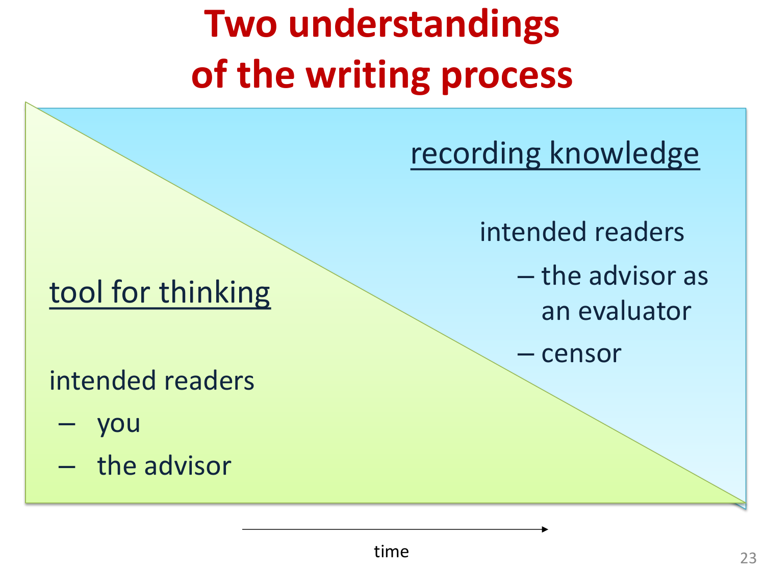# Two understandings of the writing process

<u>tool for thinking</u>

intended readers

- you
- the advisor

<u>recording knowledge</u>

intended readers

- the advisor as an evaluator
- censor

time →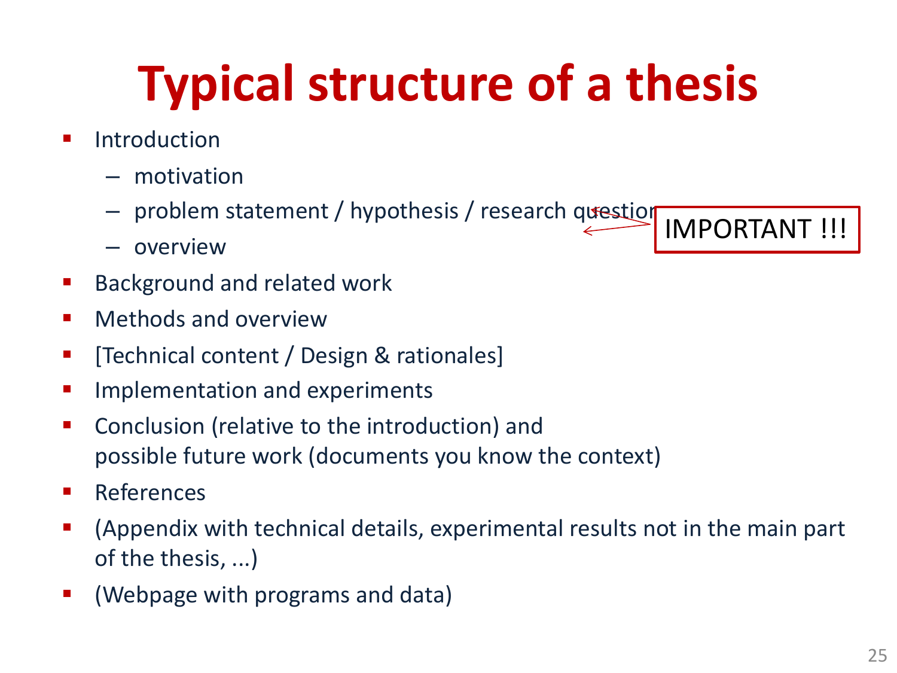# Typical structure of a thesis

- Introduction
  - motivation
  - problem statement / hypothesis / research question ← IMPORTANT !!!
  - overview
- Background and related work
- Methods and overview
- [Technical content / Design & rationales]
- Implementation and experiments
- Conclusion (relative to the introduction) and possible future work (documents you know the context)
- References
- (Appendix with technical details, experimental results not in the main part of the thesis, ...)
- (Webpage with programs and data)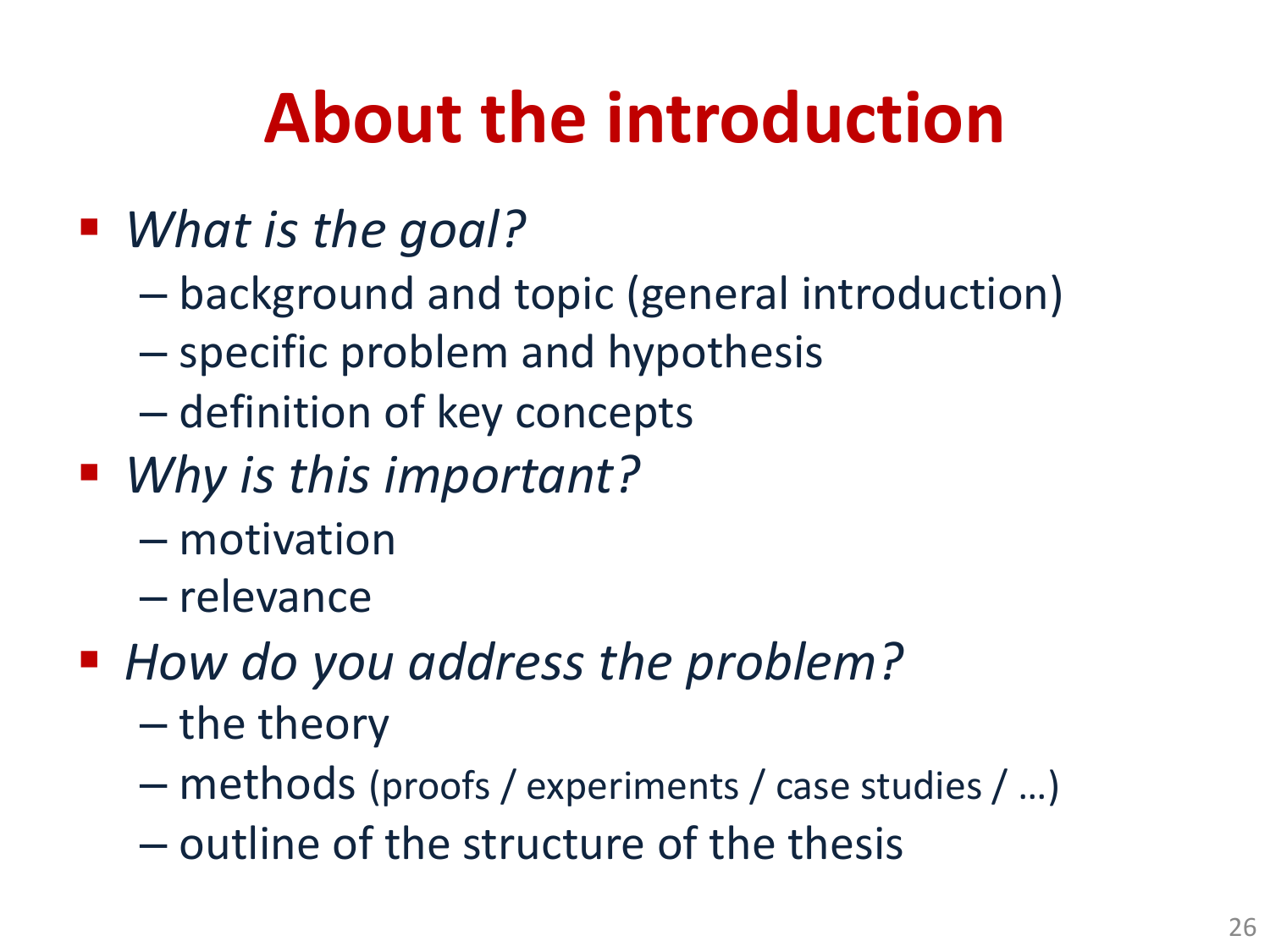# About the introduction

- *What is the goal?*
  - background and topic (general introduction)
  - specific problem and hypothesis
  - definition of key concepts
- *Why is this important?*
  - motivation
  - relevance
- *How do you address the problem?*
  - the theory
  - methods (proofs / experiments / case studies / …)
  - outline of the structure of the thesis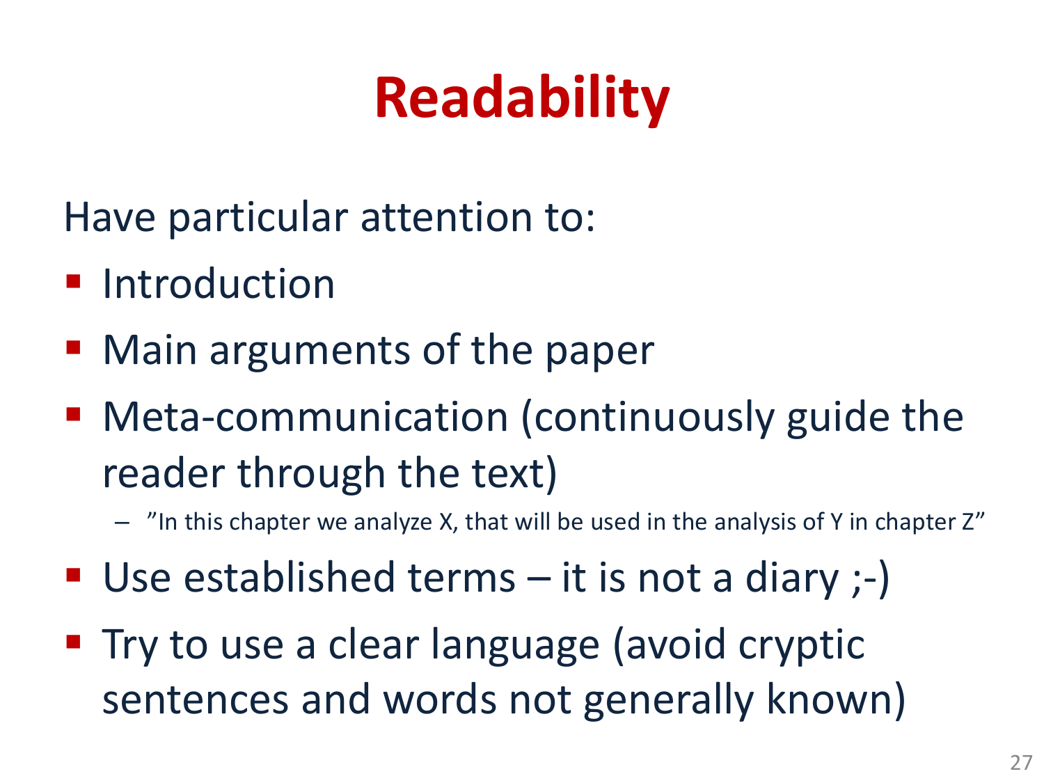# Readability

Have particular attention to:

- Introduction
- Main arguments of the paper
- Meta-communication (continuously guide the reader through the text)
  - ”In this chapter we analyze X, that will be used in the analysis of Y in chapter Z”
- Use established terms – it is not a diary ;-)
- Try to use a clear language (avoid cryptic sentences and words not generally known)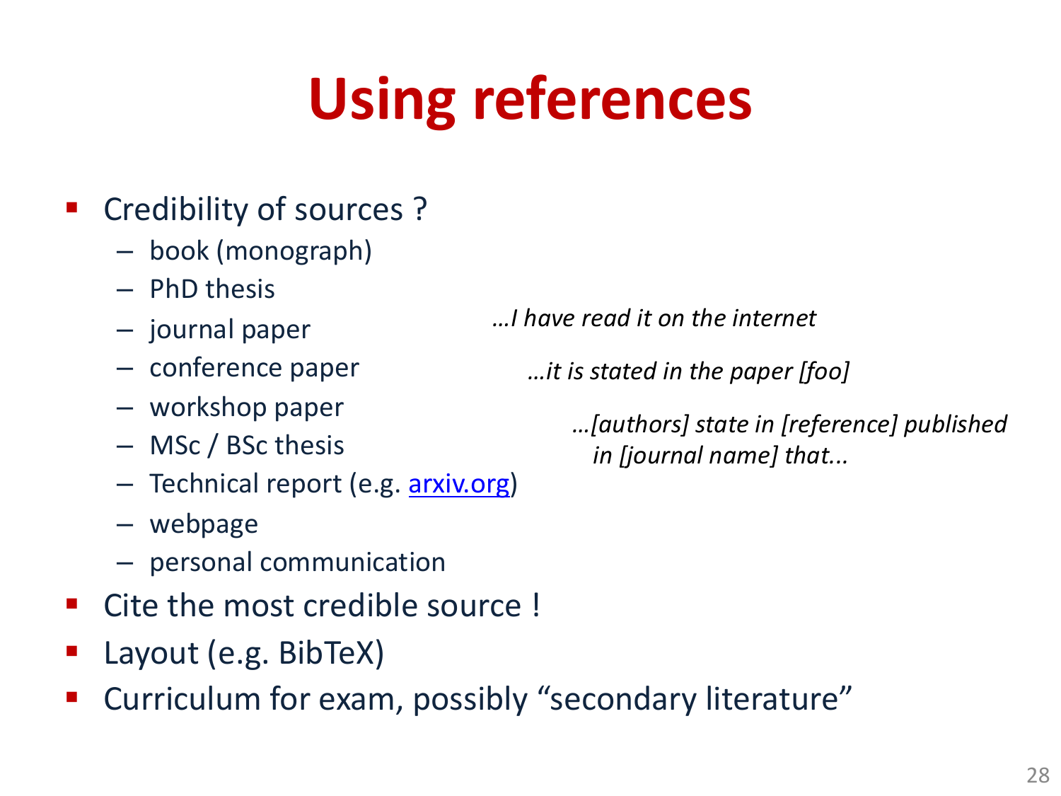# Using references

- Credibility of sources ?
  - book (monograph)
  - PhD thesis
  - journal paper
  - conference paper
  - workshop paper
  - MSc / BSc thesis
  - Technical report (e.g. [arxiv.org](arxiv.org))
  - webpage
  - personal communication
- Cite the most credible source !
- Layout (e.g. BibTeX)
- Curriculum for exam, possibly “secondary literature”

*…I have read it on the internet*

*…it is stated in the paper [foo]*

*…[authors] state in [reference] published in [journal name] that...*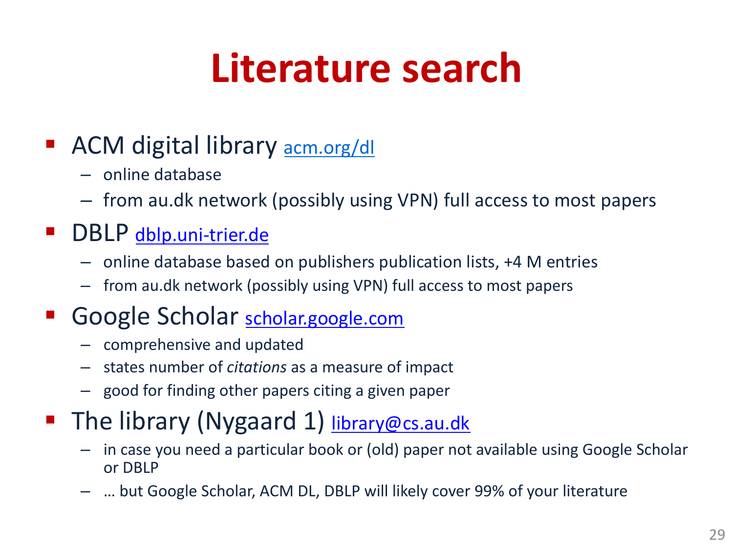# Literature search

- ACM digital library acm.org/dl
  - online database
  - from au.dk network (possibly using VPN) full access to most papers
- DBLP dblp.uni-trier.de
  - online database based on publishers publication lists, +4 M entries
  - from au.dk network (possibly using VPN) full access to most papers
- Google Scholar scholar.google.com
  - comprehensive and updated
  - states number of *citations* as a measure of impact
  - good for finding other papers citing a given paper
- The library (Nygaard 1) library@cs.au.dk
  - in case you need a particular book or (old) paper not available using Google Scholar or DBLP
  - … but Google Scholar, ACM DL, DBLP will likely cover 99% of your literature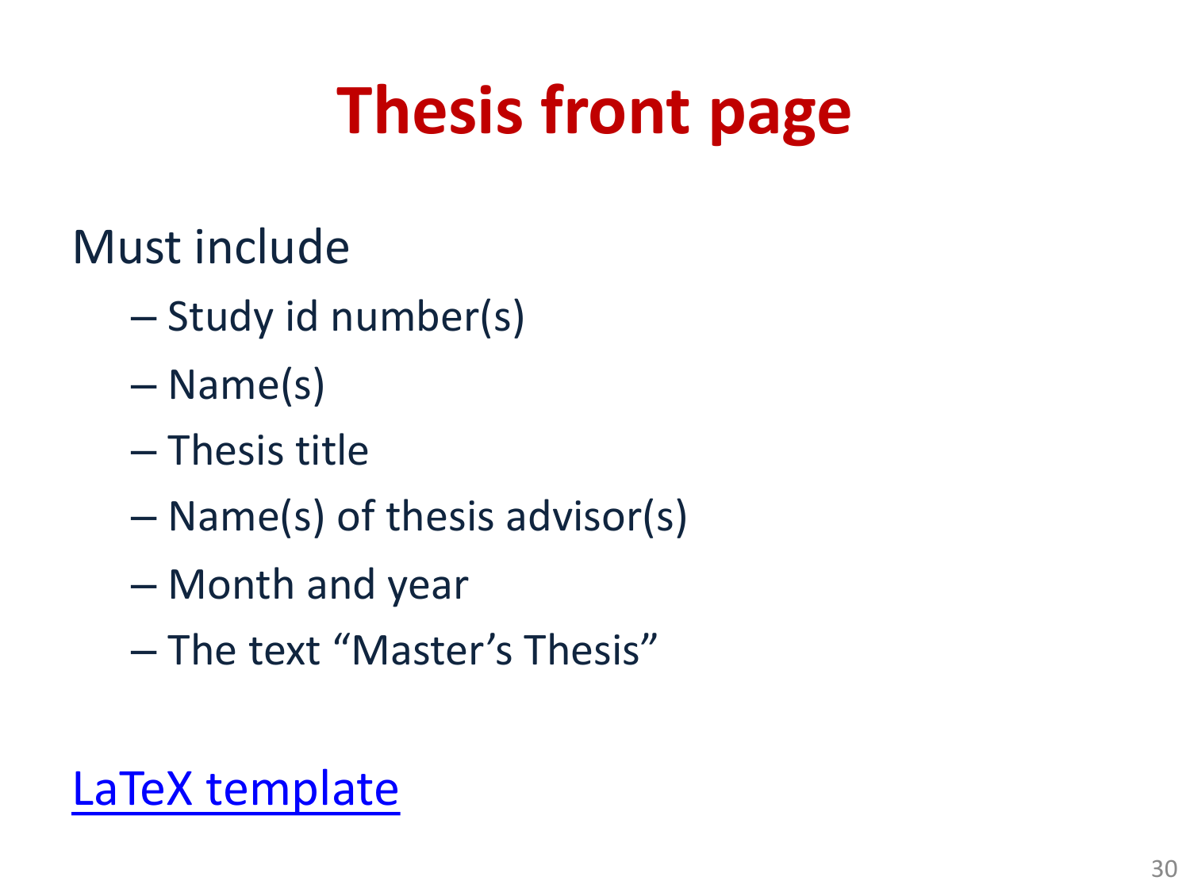# Thesis front page

Must include

- Study id number(s)
- Name(s)
- Thesis title
- Name(s) of thesis advisor(s)
- Month and year
- The text "Master's Thesis"

LaTeX template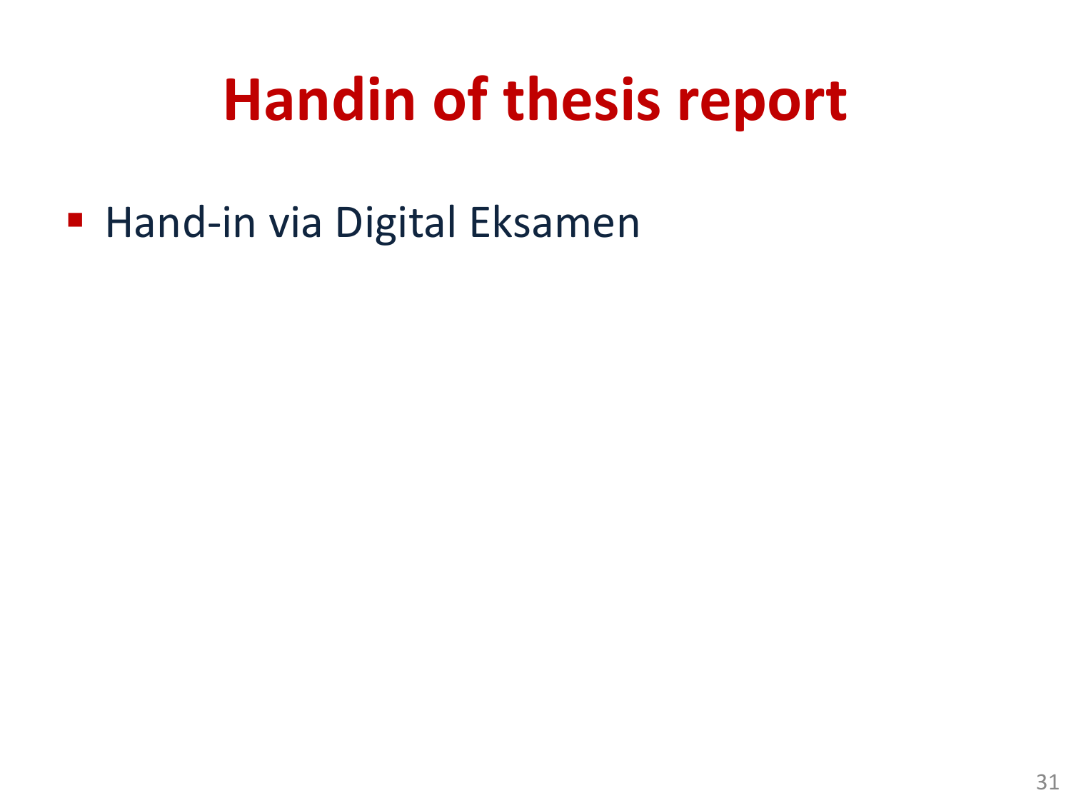# Handin of thesis report

- Hand-in via Digital Eksamen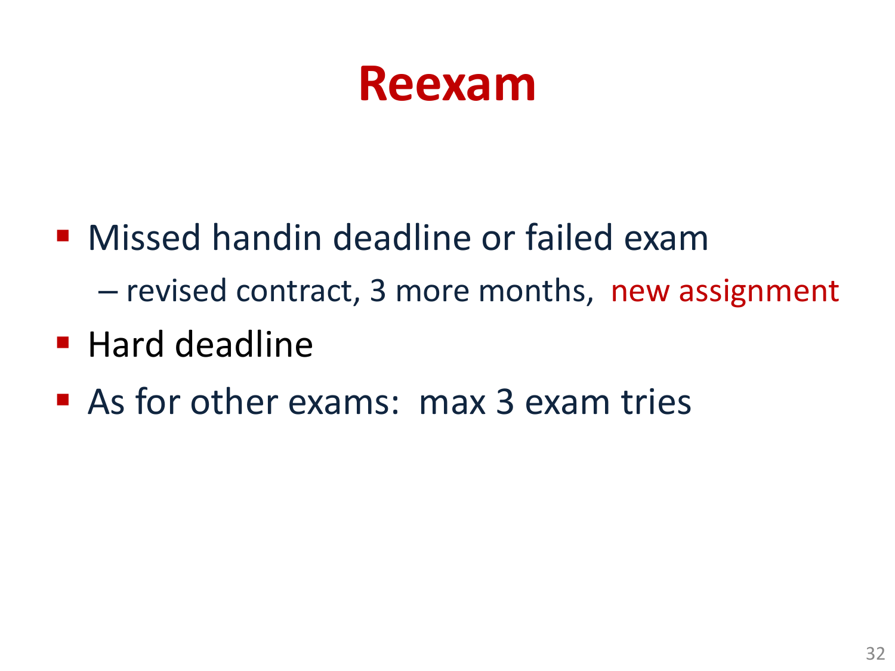# Reexam

- Missed handin deadline or failed exam
  - – revised contract, 3 more months, new assignment
- Hard deadline
- As for other exams: max 3 exam tries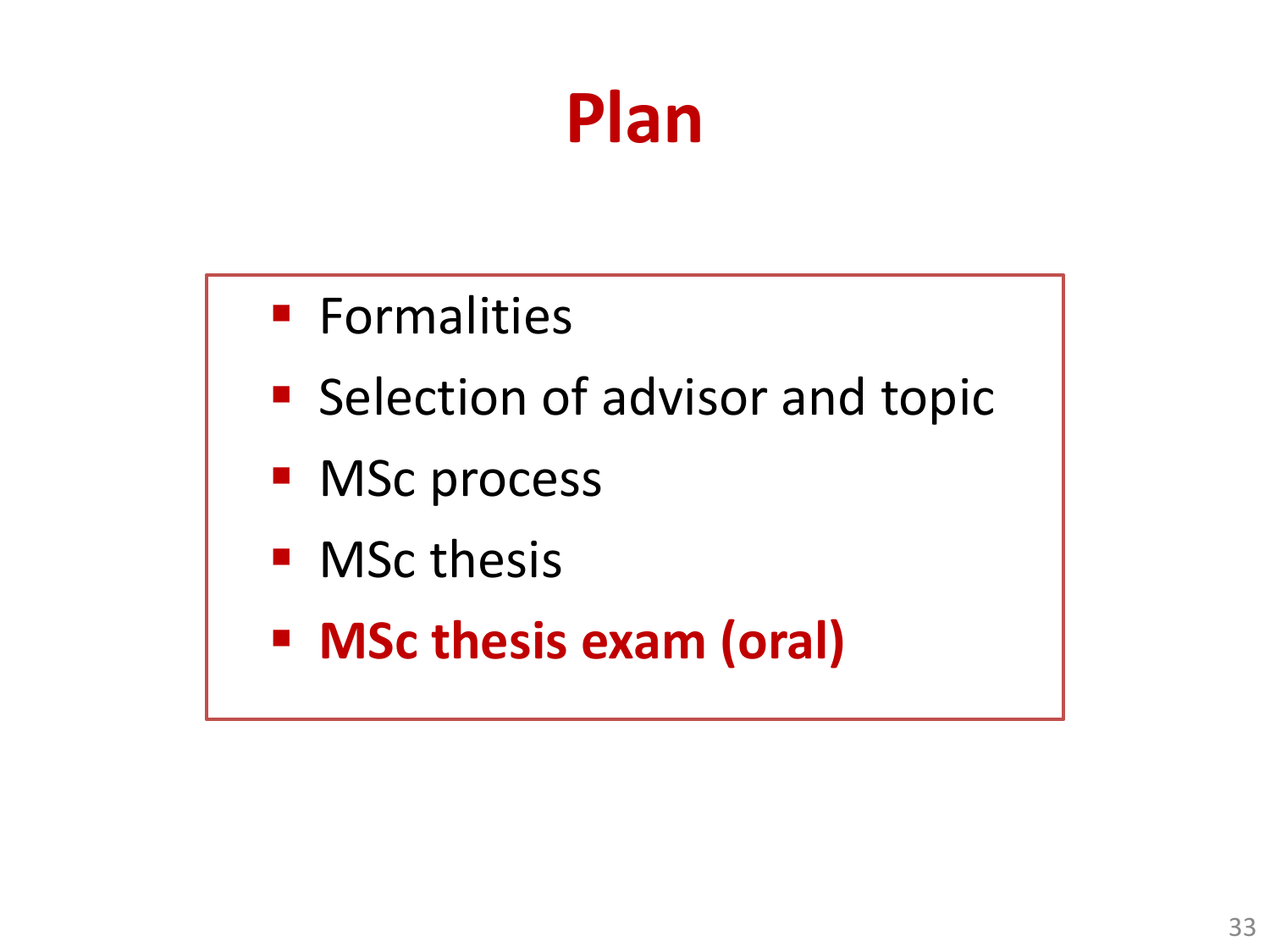# Plan

- Formalities
- Selection of advisor and topic
- MSc process
- MSc thesis
- **MSc thesis exam (oral)**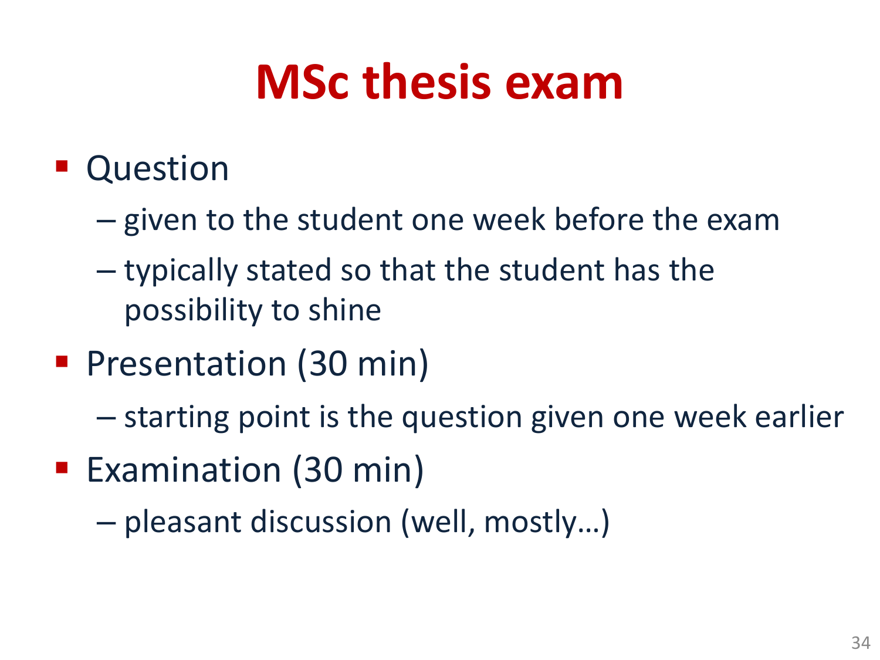# MSc thesis exam

- Question
  - given to the student one week before the exam
  - typically stated so that the student has the possibility to shine
- Presentation (30 min)
  - starting point is the question given one week earlier
- Examination (30 min)
  - pleasant discussion (well, mostly…)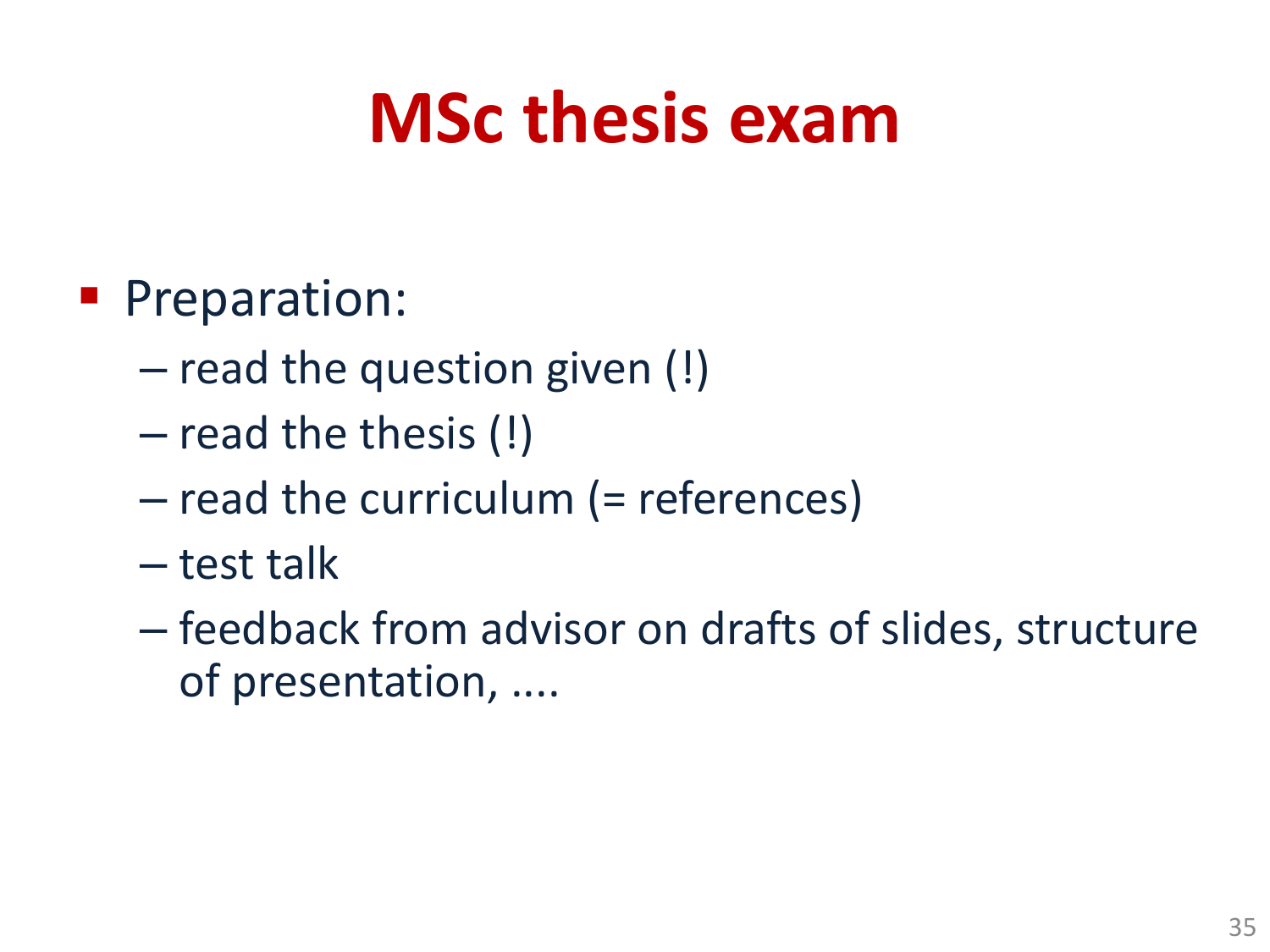# MSc thesis exam

- Preparation:
  - read the question given (!)
  - read the thesis (!)
  - read the curriculum (= references)
  - test talk
  - feedback from advisor on drafts of slides, structure of presentation, ....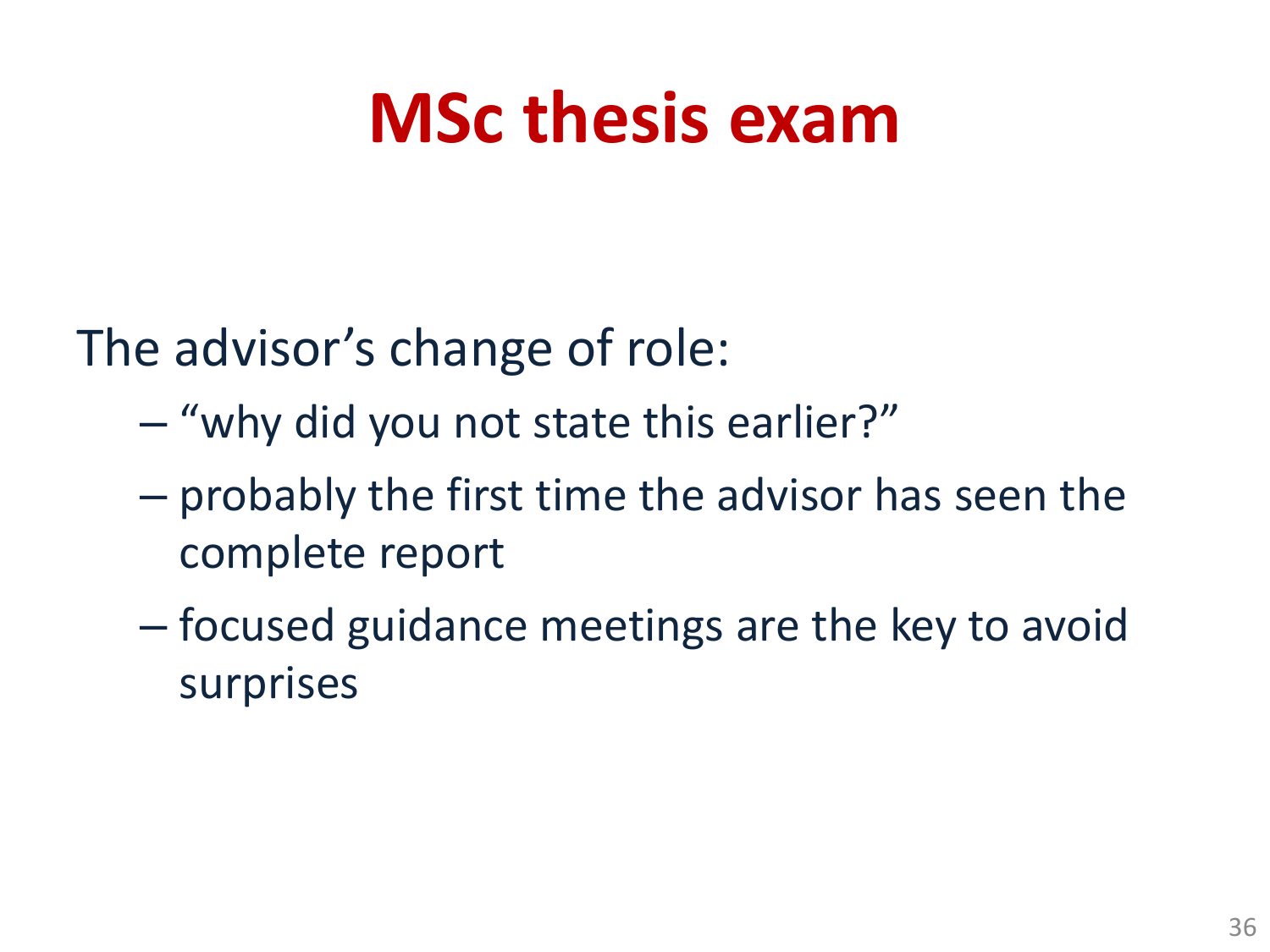# MSc thesis exam

The advisor’s change of role:

- “why did you not state this earlier?”
- probably the first time the advisor has seen the complete report
- focused guidance meetings are the key to avoid surprises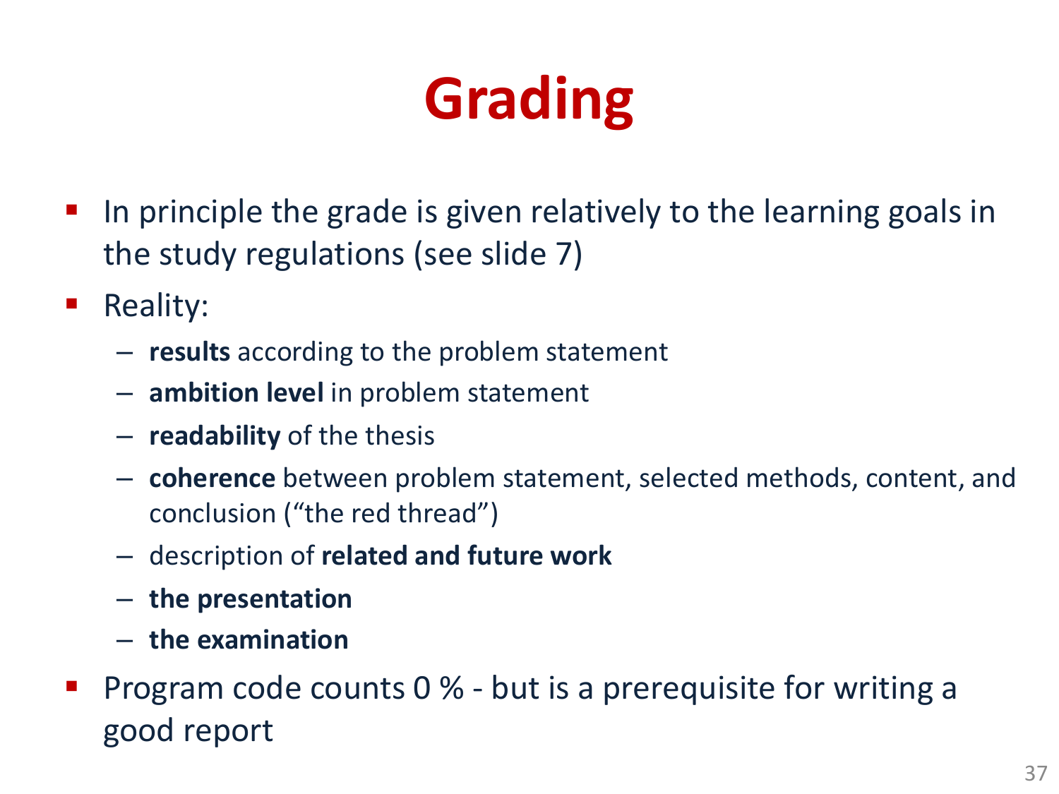# Grading

- In principle the grade is given relatively to the learning goals in the study regulations (see slide 7)
- Reality:
  - **results** according to the problem statement
  - **ambition level** in problem statement
  - **readability** of the thesis
  - **coherence** between problem statement, selected methods, content, and conclusion ("the red thread")
  - description of **related and future work**
  - **the presentation**
  - **the examination**
- Program code counts 0 % - but is a prerequisite for writing a good report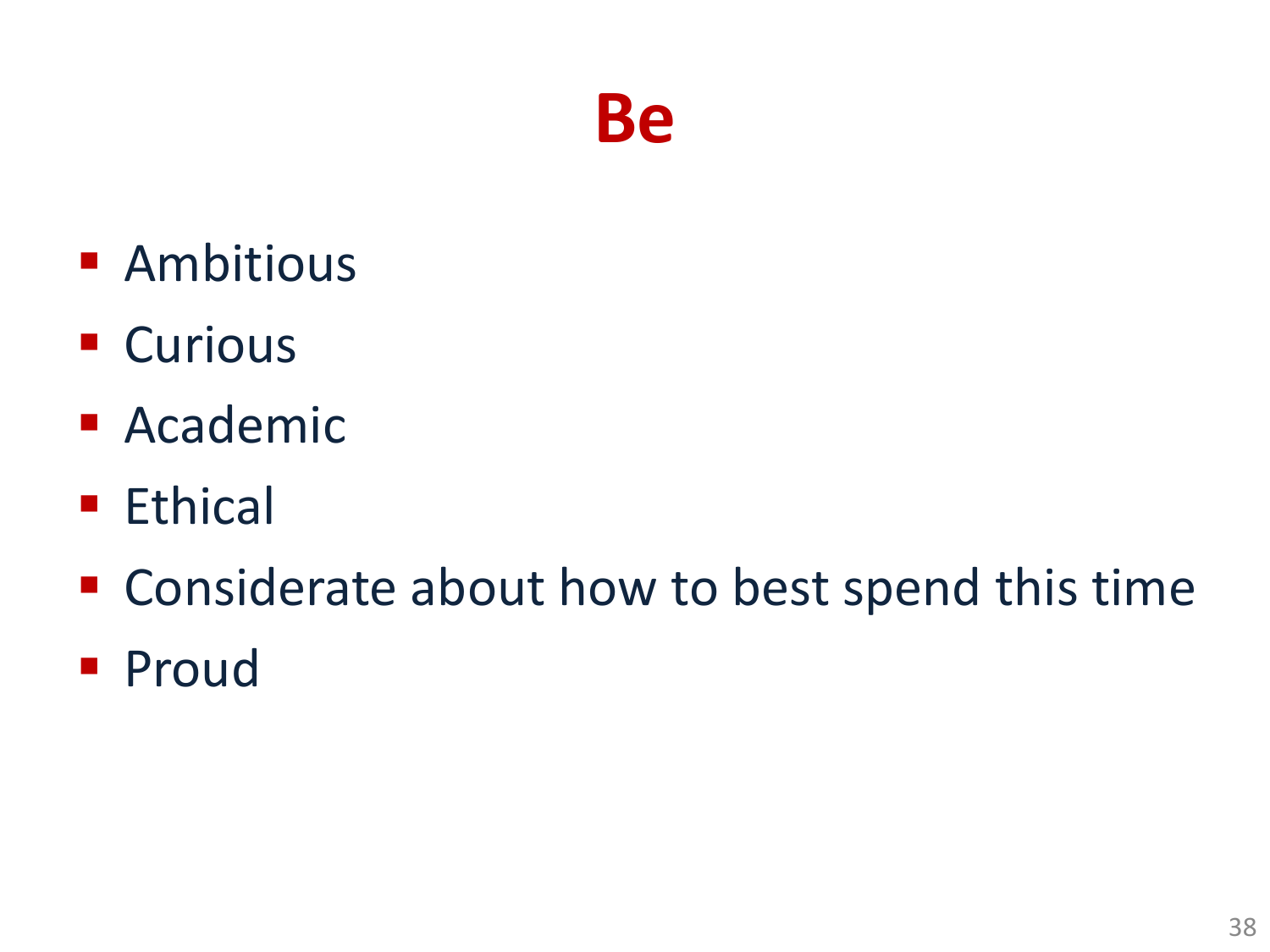# Be

- Ambitious
- Curious
- Academic
- Ethical
- Considerate about how to best spend this time
- Proud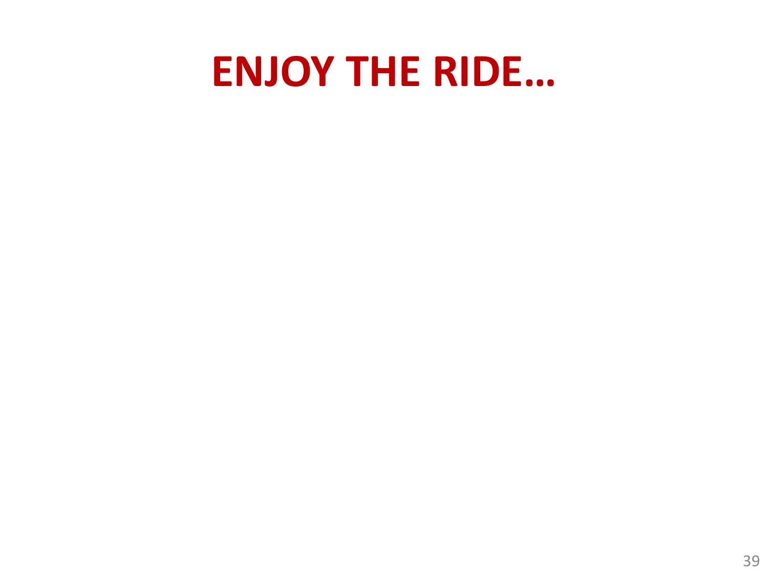# ENJOY THE RIDE…